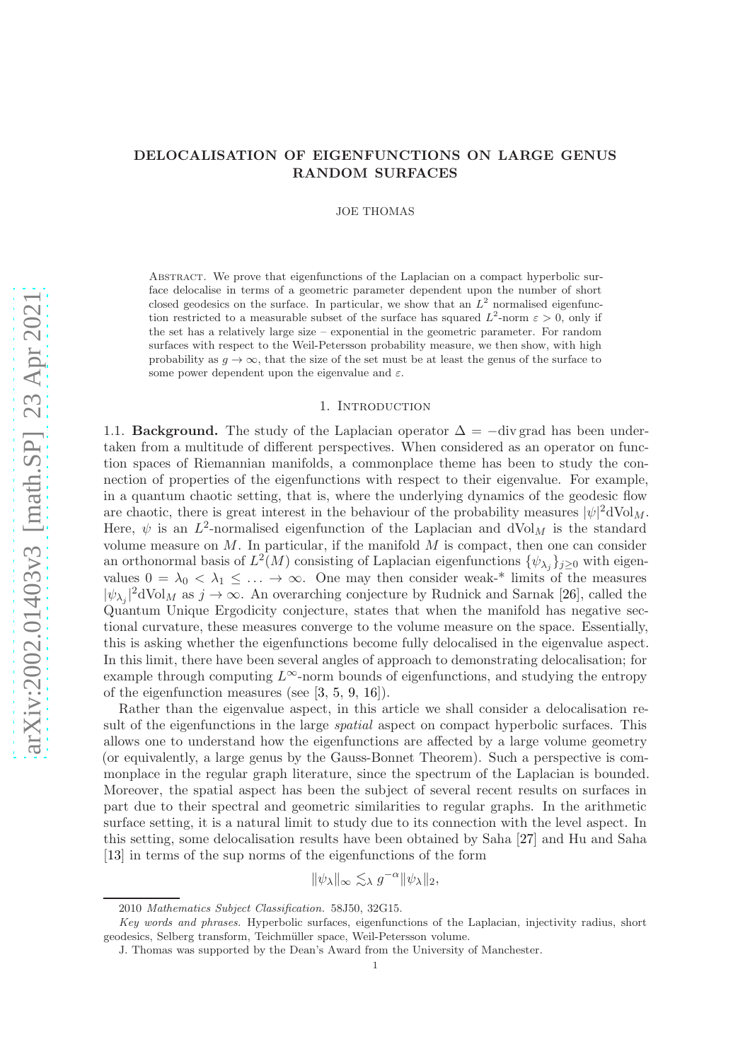# DELOCALISATION OF EIGENFUNCTIONS ON LARGE GENUS RANDOM SURFACES

JOE THOMAS

Abstract. We prove that eigenfunctions of the Laplacian on a compact hyperbolic surface delocalise in terms of a geometric parameter dependent upon the number of short closed geodesics on the surface. In particular, we show that an $L^2$ normalised eigenfunction restricted to a measurable subset of the surface has squared $L^2$-norm $\varepsilon > 0$, only if the set has a relatively large size – exponential in the geometric parameter. For random surfaces with respect to the Weil-Petersson probability measure, we then show, with high probability as $g \to \infty$, that the size of the set must be at least the genus of the surface to some power dependent upon the eigenvalue and $\varepsilon$.

## 1. Introduction

1.1. **Background.** The study of the Laplacian operator $\Delta = -\operatorname{div}\operatorname{grad}$ has been undertaken from a multitude of different perspectives. When considered as an operator on function spaces of Riemannian manifolds, a commonplace theme has been to study the connection of properties of the eigenfunctions with respect to their eigenvalue. For example, in a quantum chaotic setting, that is, where the underlying dynamics of the geodesic flow are chaotic, there is great interest in the behaviour of the probability measures $|\psi|^2 \mathrm{dVol}_M$. Here, $\psi$ is an $L^2$-normalised eigenfunction of the Laplacian and $\mathrm{dVol}_M$ is the standard volume measure on $M$. In particular, if the manifold $M$ is compact, then one can consider an orthonormal basis of $L^2(M)$ consisting of Laplacian eigenfunctions $\{\psi_{\lambda_j}\}_{j\geq 0}$ with eigenvalues $0 = \lambda_0 < \lambda_1 \leq \ldots \to \infty$. One may then consider weak-* limits of the measures $|\psi_{\lambda_j}|^2 \mathrm{dVol}_M$ as $j \to \infty$. An overarching conjecture by Rudnick and Sarnak [26], called the Quantum Unique Ergodicity conjecture, states that when the manifold has negative sectional curvature, these measures converge to the volume measure on the space. Essentially, this is asking whether the eigenfunctions become fully delocalised in the eigenvalue aspect. In this limit, there have been several angles of approach to demonstrating delocalisation; for example through computing $L^\infty$-norm bounds of eigenfunctions, and studying the entropy of the eigenfunction measures (see [3, 5, 9, 16]).

Rather than the eigenvalue aspect, in this article we shall consider a delocalisation result of the eigenfunctions in the large *spatial* aspect on compact hyperbolic surfaces. This allows one to understand how the eigenfunctions are affected by a large volume geometry (or equivalently, a large genus by the Gauss-Bonnet Theorem). Such a perspective is commonplace in the regular graph literature, since the spectrum of the Laplacian is bounded. Moreover, the spatial aspect has been the subject of several recent results on surfaces in part due to their spectral and geometric similarities to regular graphs. In the arithmetic surface setting, it is a natural limit to study due to its connection with the level aspect. In this setting, some delocalisation results have been obtained by Saha [27] and Hu and Saha [13] in terms of the sup norms of the eigenfunctions of the form

$$\|\psi_\lambda\|_\infty \lesssim_\lambda g^{-\alpha} \|\psi_\lambda\|_2,$$

2010 *Mathematics Subject Classification.* 58J50, 32G15.

*Key words and phrases.* Hyperbolic surfaces, eigenfunctions of the Laplacian, injectivity radius, short geodesics, Selberg transform, Teichmüller space, Weil-Petersson volume.

J. Thomas was supported by the Dean's Award from the University of Manchester.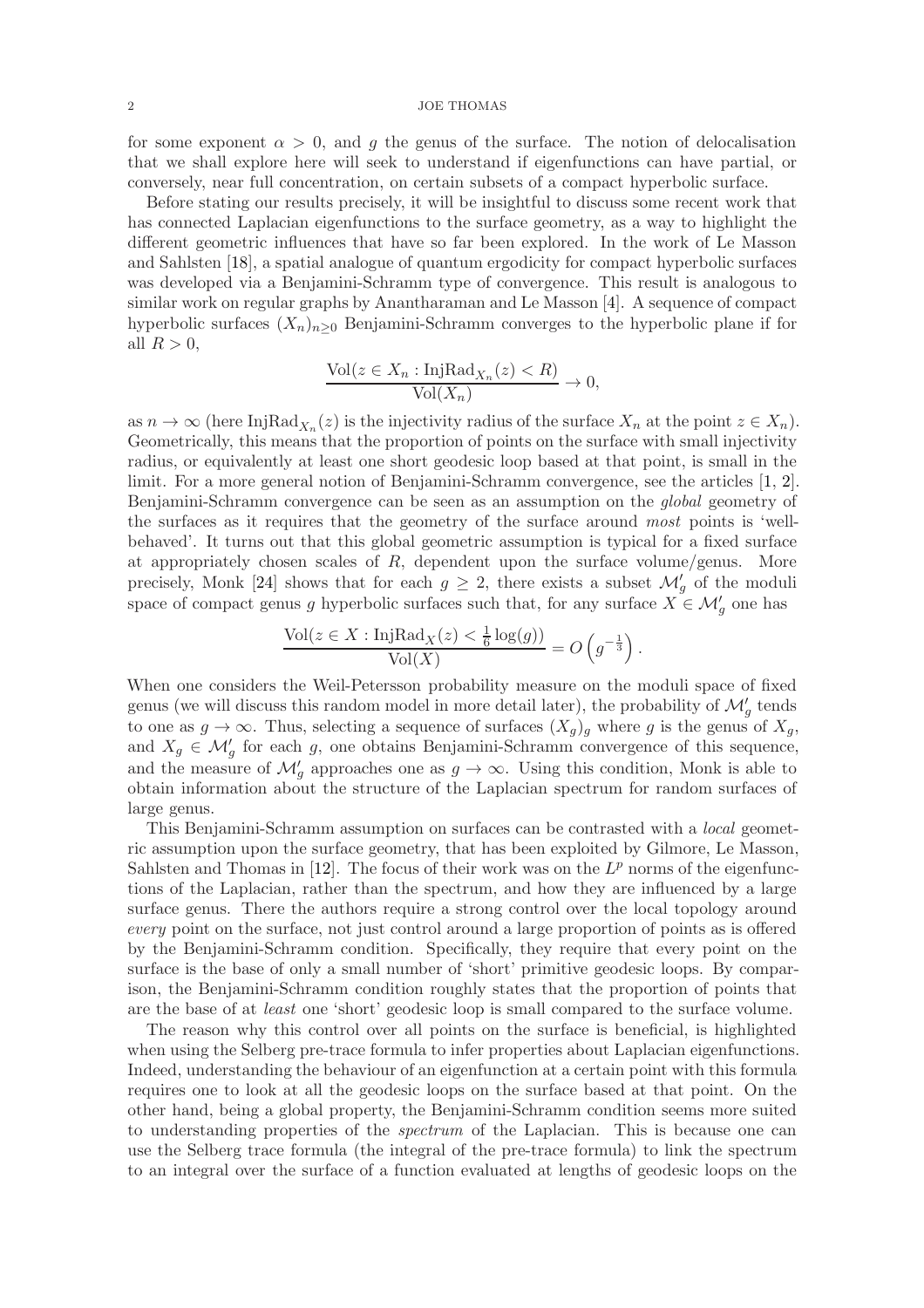for some exponent $\alpha > 0$, and $g$ the genus of the surface. The notion of delocalisation that we shall explore here will seek to understand if eigenfunctions can have partial, or conversely, near full concentration, on certain subsets of a compact hyperbolic surface.

Before stating our results precisely, it will be insightful to discuss some recent work that has connected Laplacian eigenfunctions to the surface geometry, as a way to highlight the different geometric influences that have so far been explored. In the work of Le Masson and Sahlsten [18], a spatial analogue of quantum ergodicity for compact hyperbolic surfaces was developed via a Benjamini-Schramm type of convergence. This result is analogous to similar work on regular graphs by Anantharaman and Le Masson [4]. A sequence of compact hyperbolic surfaces $(X_n)_{n\geq 0}$ Benjamini-Schramm converges to the hyperbolic plane if for all $R > 0$,

$$\frac{\mathrm{Vol}(z \in X_n : \mathrm{InjRad}_{X_n}(z) < R)}{\mathrm{Vol}(X_n)} \to 0,$$

as $n \to \infty$ (here $\mathrm{InjRad}_{X_n}(z)$ is the injectivity radius of the surface $X_n$ at the point $z \in X_n$). Geometrically, this means that the proportion of points on the surface with small injectivity radius, or equivalently at least one short geodesic loop based at that point, is small in the limit. For a more general notion of Benjamini-Schramm convergence, see the articles [1, 2]. Benjamini-Schramm convergence can be seen as an assumption on the *global* geometry of the surfaces as it requires that the geometry of the surface around *most* points is 'well-behaved'. It turns out that this global geometric assumption is typical for a fixed surface at appropriately chosen scales of $R$, dependent upon the surface volume/genus. More precisely, Monk [24] shows that for each $g \geq 2$, there exists a subset $\mathcal{M}'_g$ of the moduli space of compact genus $g$ hyperbolic surfaces such that, for any surface $X \in \mathcal{M}'_g$ one has

$$\frac{\mathrm{Vol}(z \in X : \mathrm{InjRad}_X(z) < \frac{1}{6}\log(g))}{\mathrm{Vol}(X)} = O\left(g^{-\frac{1}{3}}\right).$$

When one considers the Weil-Petersson probability measure on the moduli space of fixed genus (we will discuss this random model in more detail later), the probability of $\mathcal{M}'_g$ tends to one as $g \to \infty$. Thus, selecting a sequence of surfaces $(X_g)_g$ where $g$ is the genus of $X_g$, and $X_g \in \mathcal{M}'_g$ for each $g$, one obtains Benjamini-Schramm convergence of this sequence, and the measure of $\mathcal{M}'_g$ approaches one as $g \to \infty$. Using this condition, Monk is able to obtain information about the structure of the Laplacian spectrum for random surfaces of large genus.

This Benjamini-Schramm assumption on surfaces can be contrasted with a *local* geometric assumption upon the surface geometry, that has been exploited by Gilmore, Le Masson, Sahlsten and Thomas in [12]. The focus of their work was on the $L^p$ norms of the eigenfunctions of the Laplacian, rather than the spectrum, and how they are influenced by a large surface genus. There the authors require a strong control over the local topology around *every* point on the surface, not just control around a large proportion of points as is offered by the Benjamini-Schramm condition. Specifically, they require that every point on the surface is the base of only a small number of 'short' primitive geodesic loops. By comparison, the Benjamini-Schramm condition roughly states that the proportion of points that are the base of at *least* one 'short' geodesic loop is small compared to the surface volume.

The reason why this control over all points on the surface is beneficial, is highlighted when using the Selberg pre-trace formula to infer properties about Laplacian eigenfunctions. Indeed, understanding the behaviour of an eigenfunction at a certain point with this formula requires one to look at all the geodesic loops on the surface based at that point. On the other hand, being a global property, the Benjamini-Schramm condition seems more suited to understanding properties of the *spectrum* of the Laplacian. This is because one can use the Selberg trace formula (the integral of the pre-trace formula) to link the spectrum to an integral over the surface of a function evaluated at lengths of geodesic loops on the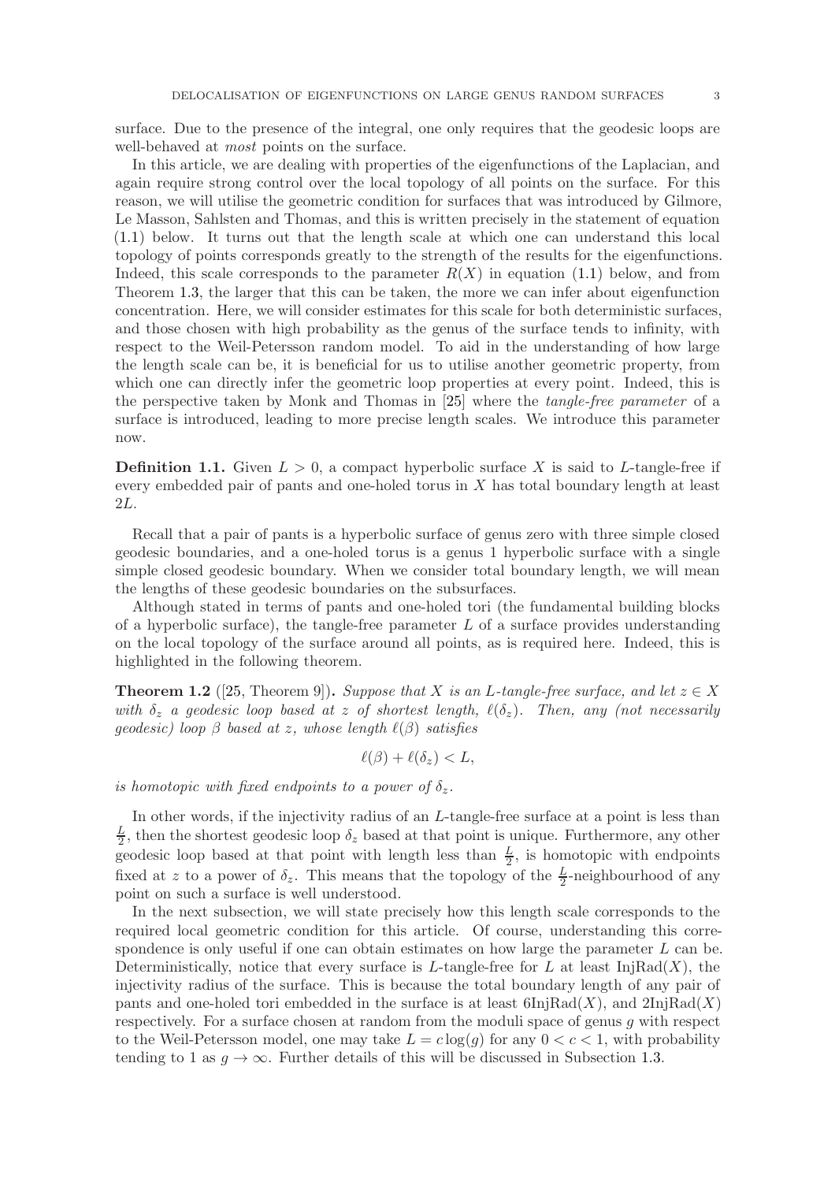surface. Due to the presence of the integral, one only requires that the geodesic loops are well-behaved at *most* points on the surface.

In this article, we are dealing with properties of the eigenfunctions of the Laplacian, and again require strong control over the local topology of all points on the surface. For this reason, we will utilise the geometric condition for surfaces that was introduced by Gilmore, Le Masson, Sahlsten and Thomas, and this is written precisely in the statement of equation (1.1) below. It turns out that the length scale at which one can understand this local topology of points corresponds greatly to the strength of the results for the eigenfunctions. Indeed, this scale corresponds to the parameter $R(X)$ in equation (1.1) below, and from Theorem 1.3, the larger that this can be taken, the more we can infer about eigenfunction concentration. Here, we will consider estimates for this scale for both deterministic surfaces, and those chosen with high probability as the genus of the surface tends to infinity, with respect to the Weil-Petersson random model. To aid in the understanding of how large the length scale can be, it is beneficial for us to utilise another geometric property, from which one can directly infer the geometric loop properties at every point. Indeed, this is the perspective taken by Monk and Thomas in [25] where the *tangle-free parameter* of a surface is introduced, leading to more precise length scales. We introduce this parameter now.

**Definition 1.1.** Given $L > 0$, a compact hyperbolic surface $X$ is said to $L$-tangle-free if every embedded pair of pants and one-holed torus in $X$ has total boundary length at least $2L$.

Recall that a pair of pants is a hyperbolic surface of genus zero with three simple closed geodesic boundaries, and a one-holed torus is a genus 1 hyperbolic surface with a single simple closed geodesic boundary. When we consider total boundary length, we will mean the lengths of these geodesic boundaries on the subsurfaces.

Although stated in terms of pants and one-holed tori (the fundamental building blocks of a hyperbolic surface), the tangle-free parameter $L$ of a surface provides understanding on the local topology of the surface around all points, as is required here. Indeed, this is highlighted in the following theorem.

**Theorem 1.2** ([25, Theorem 9]). *Suppose that $X$ is an $L$-tangle-free surface, and let $z \in X$ with $\delta_z$ a geodesic loop based at $z$ of shortest length, $\ell(\delta_z)$. Then, any (not necessarily geodesic) loop $\beta$ based at $z$, whose length $\ell(\beta)$ satisfies*

$$\ell(\beta) + \ell(\delta_z) < L,$$

*is homotopic with fixed endpoints to a power of $\delta_z$.*

In other words, if the injectivity radius of an $L$-tangle-free surface at a point is less than $\frac{L}{2}$, then the shortest geodesic loop $\delta_z$ based at that point is unique. Furthermore, any other geodesic loop based at that point with length less than $\frac{L}{2}$, is homotopic with endpoints fixed at $z$ to a power of $\delta_z$. This means that the topology of the $\frac{L}{2}$-neighbourhood of any point on such a surface is well understood.

In the next subsection, we will state precisely how this length scale corresponds to the required local geometric condition for this article. Of course, understanding this correspondence is only useful if one can obtain estimates on how large the parameter $L$ can be. Deterministically, notice that every surface is $L$-tangle-free for $L$ at least $\mathrm{InjRad}(X)$, the injectivity radius of the surface. This is because the total boundary length of any pair of pants and one-holed tori embedded in the surface is at least $6\mathrm{InjRad}(X)$, and $2\mathrm{InjRad}(X)$ respectively. For a surface chosen at random from the moduli space of genus $g$ with respect to the Weil-Petersson model, one may take $L = c\log(g)$ for any $0 < c < 1$, with probability tending to 1 as $g \to \infty$. Further details of this will be discussed in Subsection 1.3.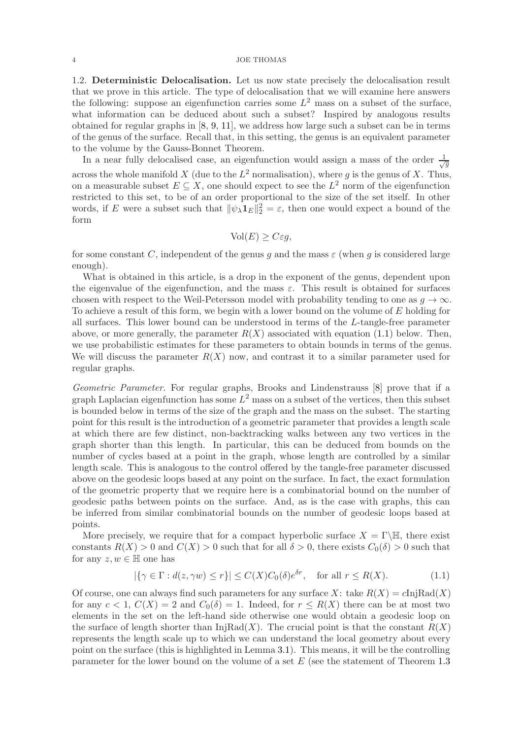### 1.2. Deterministic Delocalisation.

Let us now state precisely the delocalisation result that we prove in this article. The type of delocalisation that we will examine here answers the following: suppose an eigenfunction carries some $L^2$ mass on a subset of the surface, what information can be deduced about such a subset? Inspired by analogous results obtained for regular graphs in [8, 9, 11], we address how large such a subset can be in terms of the genus of the surface. Recall that, in this setting, the genus is an equivalent parameter to the volume by the Gauss-Bonnet Theorem.

In a near fully delocalised case, an eigenfunction would assign a mass of the order $\frac{1}{\sqrt{g}}$ across the whole manifold $X$ (due to the $L^2$ normalisation), where $g$ is the genus of $X$. Thus, on a measurable subset $E \subseteq X$, one should expect to see the $L^2$ norm of the eigenfunction restricted to this set, to be of an order proportional to the size of the set itself. In other words, if $E$ were a subset such that $\|\psi_\lambda \mathbf{1}_E\|_2^2 = \varepsilon$, then one would expect a bound of the form

$$\mathrm{Vol}(E) \geq C\varepsilon g,$$

for some constant $C$, independent of the genus $g$ and the mass $\varepsilon$ (when $g$ is considered large enough).

What is obtained in this article, is a drop in the exponent of the genus, dependent upon the eigenvalue of the eigenfunction, and the mass $\varepsilon$. This result is obtained for surfaces chosen with respect to the Weil-Petersson model with probability tending to one as $g \to \infty$. To achieve a result of this form, we begin with a lower bound on the volume of $E$ holding for all surfaces. This lower bound can be understood in terms of the $L$-tangle-free parameter above, or more generally, the parameter $R(X)$ associated with equation (1.1) below. Then, we use probabilistic estimates for these parameters to obtain bounds in terms of the genus. We will discuss the parameter $R(X)$ now, and contrast it to a similar parameter used for regular graphs.

*Geometric Parameter.* For regular graphs, Brooks and Lindenstrauss [8] prove that if a graph Laplacian eigenfunction has some $L^2$ mass on a subset of the vertices, then this subset is bounded below in terms of the size of the graph and the mass on the subset. The starting point for this result is the introduction of a geometric parameter that provides a length scale at which there are few distinct, non-backtracking walks between any two vertices in the graph shorter than this length. In particular, this can be deduced from bounds on the number of cycles based at a point in the graph, whose length are controlled by a similar length scale. This is analogous to the control offered by the tangle-free parameter discussed above on the geodesic loops based at any point on the surface. In fact, the exact formulation of the geometric property that we require here is a combinatorial bound on the number of geodesic paths between points on the surface. And, as is the case with graphs, this can be inferred from similar combinatorial bounds on the number of geodesic loops based at points.

More precisely, we require that for a compact hyperbolic surface $X = \Gamma\backslash\mathbb{H}$, there exist constants $R(X) > 0$ and $C(X) > 0$ such that for all $\delta > 0$, there exists $C_0(\delta) > 0$ such that for any $z, w \in \mathbb{H}$ one has

$$|\{\gamma \in \Gamma : d(z, \gamma w) \leq r\}| \leq C(X)C_0(\delta)e^{\delta r}, \quad \text{for all } r \leq R(X). \tag{1.1}$$

Of course, one can always find such parameters for any surface $X$: take $R(X) = c\mathrm{InjRad}(X)$ for any $c < 1$, $C(X) = 2$ and $C_0(\delta) = 1$. Indeed, for $r \leq R(X)$ there can be at most two elements in the set on the left-hand side otherwise one would obtain a geodesic loop on the surface of length shorter than $\mathrm{InjRad}(X)$. The crucial point is that the constant $R(X)$ represents the length scale up to which we can understand the local geometry about every point on the surface (this is highlighted in Lemma 3.1). This means, it will be the controlling parameter for the lower bound on the volume of a set $E$ (see the statement of Theorem 1.3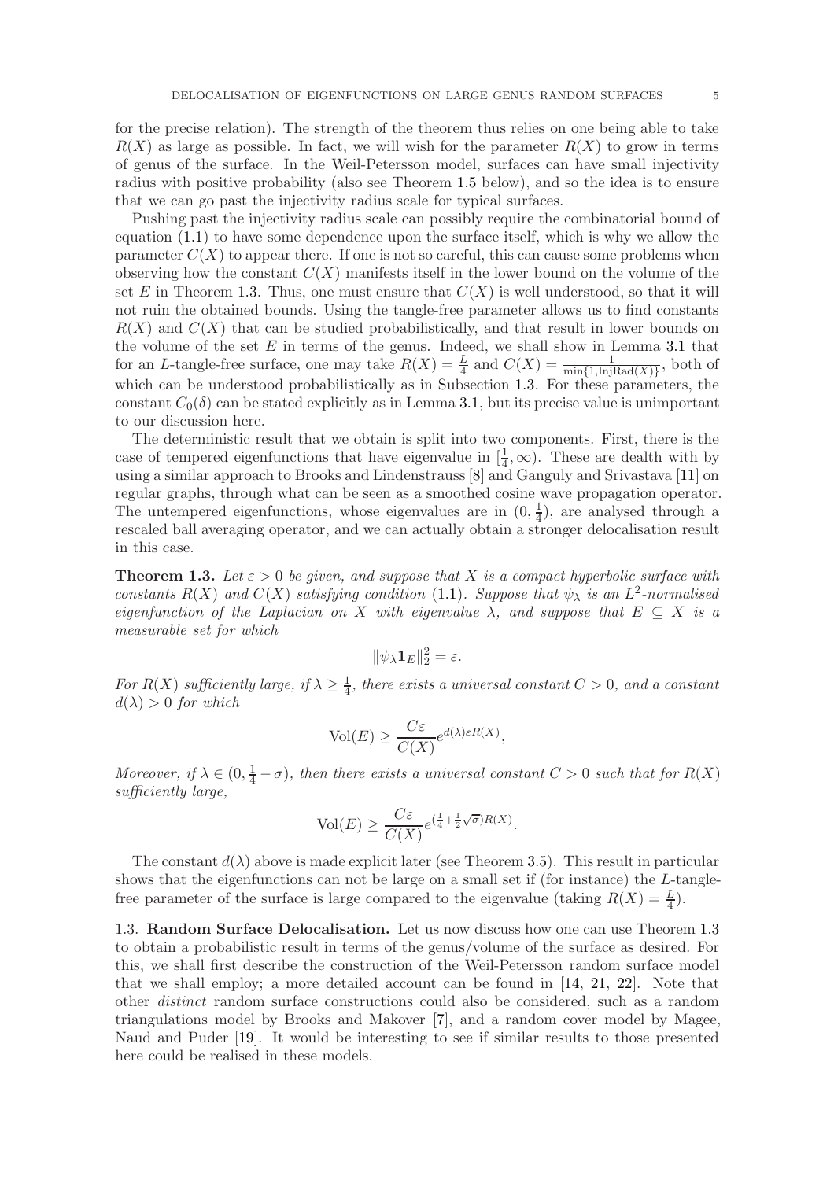for the precise relation). The strength of the theorem thus relies on one being able to take $R(X)$ as large as possible. In fact, we will wish for the parameter $R(X)$ to grow in terms of genus of the surface. In the Weil-Petersson model, surfaces can have small injectivity radius with positive probability (also see Theorem 1.5 below), and so the idea is to ensure that we can go past the injectivity radius scale for typical surfaces.

Pushing past the injectivity radius scale can possibly require the combinatorial bound of equation (1.1) to have some dependence upon the surface itself, which is why we allow the parameter $C(X)$ to appear there. If one is not so careful, this can cause some problems when observing how the constant $C(X)$ manifests itself in the lower bound on the volume of the set $E$ in Theorem 1.3. Thus, one must ensure that $C(X)$ is well understood, so that it will not ruin the obtained bounds. Using the tangle-free parameter allows us to find constants $R(X)$ and $C(X)$ that can be studied probabilistically, and that result in lower bounds on the volume of the set $E$ in terms of the genus. Indeed, we shall show in Lemma 3.1 that for an $L$-tangle-free surface, one may take $R(X) = \frac{L}{4}$ and $C(X) = \frac{1}{\min\{1, \mathrm{InjRad}(X)\}}$, both of which can be understood probabilistically as in Subsection 1.3. For these parameters, the constant $C_0(\delta)$ can be stated explicitly as in Lemma 3.1, but its precise value is unimportant to our discussion here.

The deterministic result that we obtain is split into two components. First, there is the case of tempered eigenfunctions that have eigenvalue in $[\frac{1}{4}, \infty)$. These are dealth with by using a similar approach to Brooks and Lindenstrauss [8] and Ganguly and Srivastava [11] on regular graphs, through what can be seen as a smoothed cosine wave propagation operator. The untempered eigenfunctions, whose eigenvalues are in $(0, \frac{1}{4})$, are analysed through a rescaled ball averaging operator, and we can actually obtain a stronger delocalisation result in this case.

**Theorem 1.3.** *Let $\varepsilon > 0$ be given, and suppose that $X$ is a compact hyperbolic surface with constants $R(X)$ and $C(X)$ satisfying condition (1.1). Suppose that $\psi_\lambda$ is an $L^2$-normalised eigenfunction of the Laplacian on $X$ with eigenvalue $\lambda$, and suppose that $E \subseteq X$ is a measurable set for which*

$$\|\psi_\lambda \mathbf{1}_E\|_2^2 = \varepsilon.$$

*For $R(X)$ sufficiently large, if $\lambda \geq \frac{1}{4}$, there exists a universal constant $C > 0$, and a constant $d(\lambda) > 0$ for which*

$$\mathrm{Vol}(E) \geq \frac{C\varepsilon}{C(X)} e^{d(\lambda)\varepsilon R(X)},$$

*Moreover, if $\lambda \in (0, \frac{1}{4} - \sigma)$, then there exists a universal constant $C > 0$ such that for $R(X)$ sufficiently large,*

$$\mathrm{Vol}(E) \geq \frac{C\varepsilon}{C(X)} e^{(\frac{1}{4} + \frac{1}{2}\sqrt{\sigma})R(X)}.$$

The constant $d(\lambda)$ above is made explicit later (see Theorem 3.5). This result in particular shows that the eigenfunctions can not be large on a small set if (for instance) the $L$-tangle-free parameter of the surface is large compared to the eigenvalue (taking $R(X) = \frac{L}{4}$).

### 1.3. Random Surface Delocalisation.

Let us now discuss how one can use Theorem 1.3 to obtain a probabilistic result in terms of the genus/volume of the surface as desired. For this, we shall first describe the construction of the Weil-Petersson random surface model that we shall employ; a more detailed account can be found in [14, 21, 22]. Note that other *distinct* random surface constructions could also be considered, such as a random triangulations model by Brooks and Makover [7], and a random cover model by Magee, Naud and Puder [19]. It would be interesting to see if similar results to those presented here could be realised in these models.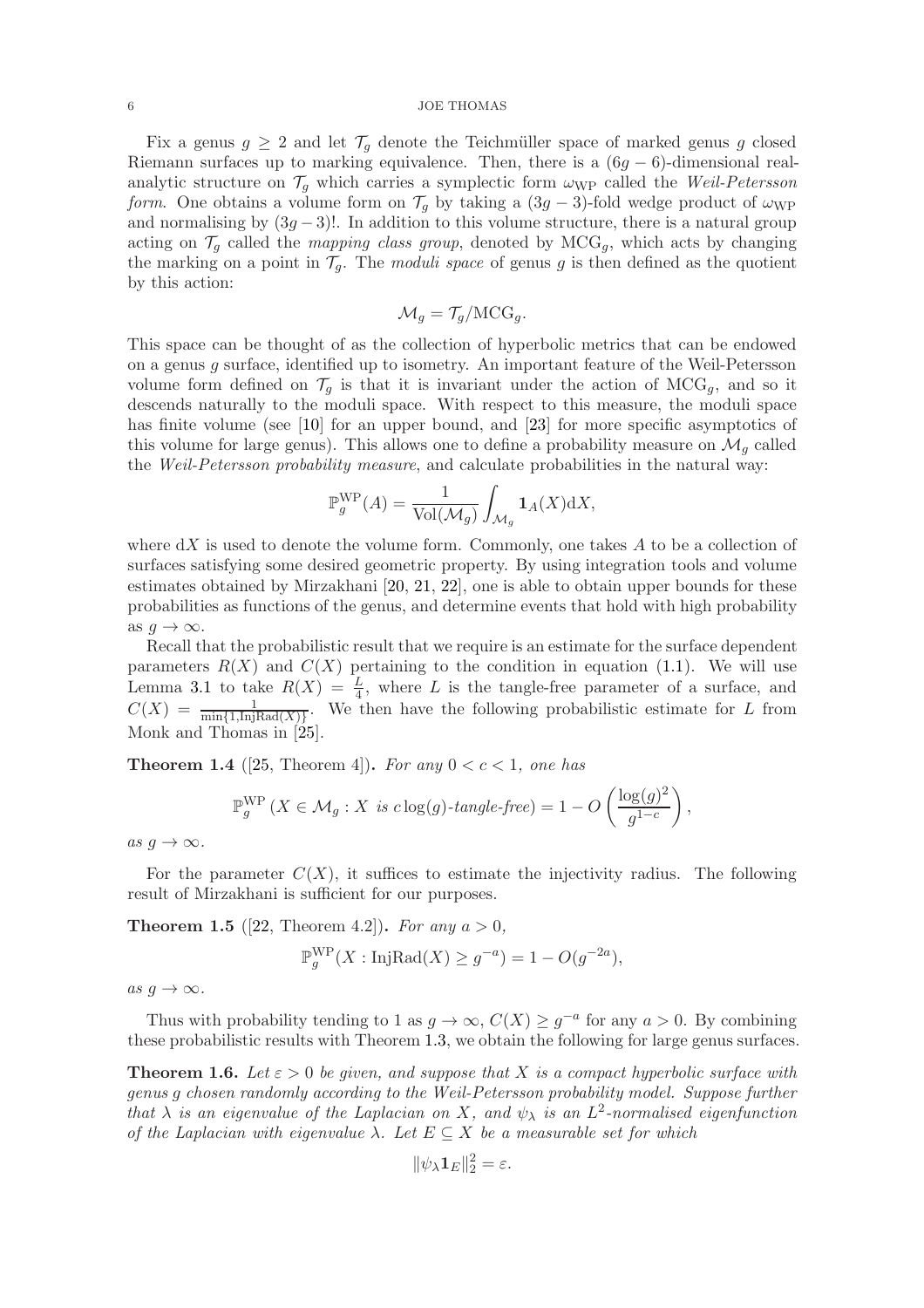Fix a genus $g \geq 2$ and let $\mathcal{T}_g$ denote the Teichmüller space of marked genus $g$ closed Riemann surfaces up to marking equivalence. Then, there is a $(6g-6)$-dimensional real-analytic structure on $\mathcal{T}_g$ which carries a symplectic form $\omega_{\mathrm{WP}}$ called the *Weil-Petersson form*. One obtains a volume form on $\mathcal{T}_g$ by taking a $(3g-3)$-fold wedge product of $\omega_{\mathrm{WP}}$ and normalising by $(3g-3)!$. In addition to this volume structure, there is a natural group acting on $\mathcal{T}_g$ called the *mapping class group*, denoted by $\mathrm{MCG}_g$, which acts by changing the marking on a point in $\mathcal{T}_g$. The *moduli space* of genus $g$ is then defined as the quotient by this action:

$$\mathcal{M}_g = \mathcal{T}_g / \mathrm{MCG}_g.$$

This space can be thought of as the collection of hyperbolic metrics that can be endowed on a genus $g$ surface, identified up to isometry. An important feature of the Weil-Petersson volume form defined on $\mathcal{T}_g$ is that it is invariant under the action of $\mathrm{MCG}_g$, and so it descends naturally to the moduli space. With respect to this measure, the moduli space has finite volume (see [10] for an upper bound, and [23] for more specific asymptotics of this volume for large genus). This allows one to define a probability measure on $\mathcal{M}_g$ called the *Weil-Petersson probability measure*, and calculate probabilities in the natural way:

$$\mathbb{P}_g^{\mathrm{WP}}(A) = \frac{1}{\mathrm{Vol}(\mathcal{M}_g)} \int_{\mathcal{M}_g} \mathbf{1}_A(X) \mathrm{d}X,$$

where $\mathrm{d}X$ is used to denote the volume form. Commonly, one takes $A$ to be a collection of surfaces satisfying some desired geometric property. By using integration tools and volume estimates obtained by Mirzakhani [20, 21, 22], one is able to obtain upper bounds for these probabilities as functions of the genus, and determine events that hold with high probability as $g \to \infty$.

Recall that the probabilistic result that we require is an estimate for the surface dependent parameters $R(X)$ and $C(X)$ pertaining to the condition in equation (1.1). We will use Lemma 3.1 to take $R(X) = \frac{L}{4}$, where $L$ is the tangle-free parameter of a surface, and $C(X) = \frac{1}{\min\{1, \mathrm{InjRad}(X)\}}$. We then have the following probabilistic estimate for $L$ from Monk and Thomas in [25].

**Theorem 1.4** ([25, Theorem 4]). *For any $0 < c < 1$, one has*

$$\mathbb{P}_g^{\mathrm{WP}}\left(X \in \mathcal{M}_g : X \text{ is } c\log(g)\text{-tangle-free}\right) = 1 - O\left(\frac{\log(g)^2}{g^{1-c}}\right),$$

*as $g \to \infty$.*

For the parameter $C(X)$, it suffices to estimate the injectivity radius. The following result of Mirzakhani is sufficient for our purposes.

**Theorem 1.5** ([22, Theorem 4.2]). *For any $a > 0$,*

$$\mathbb{P}_g^{\mathrm{WP}}(X : \mathrm{InjRad}(X) \geq g^{-a}) = 1 - O(g^{-2a}),$$

*as $g \to \infty$.*

Thus with probability tending to 1 as $g \to \infty$, $C(X) \geq g^{-a}$ for any $a > 0$. By combining these probabilistic results with Theorem 1.3, we obtain the following for large genus surfaces.

**Theorem 1.6.** *Let $\varepsilon > 0$ be given, and suppose that $X$ is a compact hyperbolic surface with genus $g$ chosen randomly according to the Weil-Petersson probability model. Suppose further that $\lambda$ is an eigenvalue of the Laplacian on $X$, and $\psi_\lambda$ is an $L^2$-normalised eigenfunction of the Laplacian with eigenvalue $\lambda$. Let $E \subseteq X$ be a measurable set for which*

$$\|\psi_\lambda \mathbf{1}_E\|_2^2 = \varepsilon.$$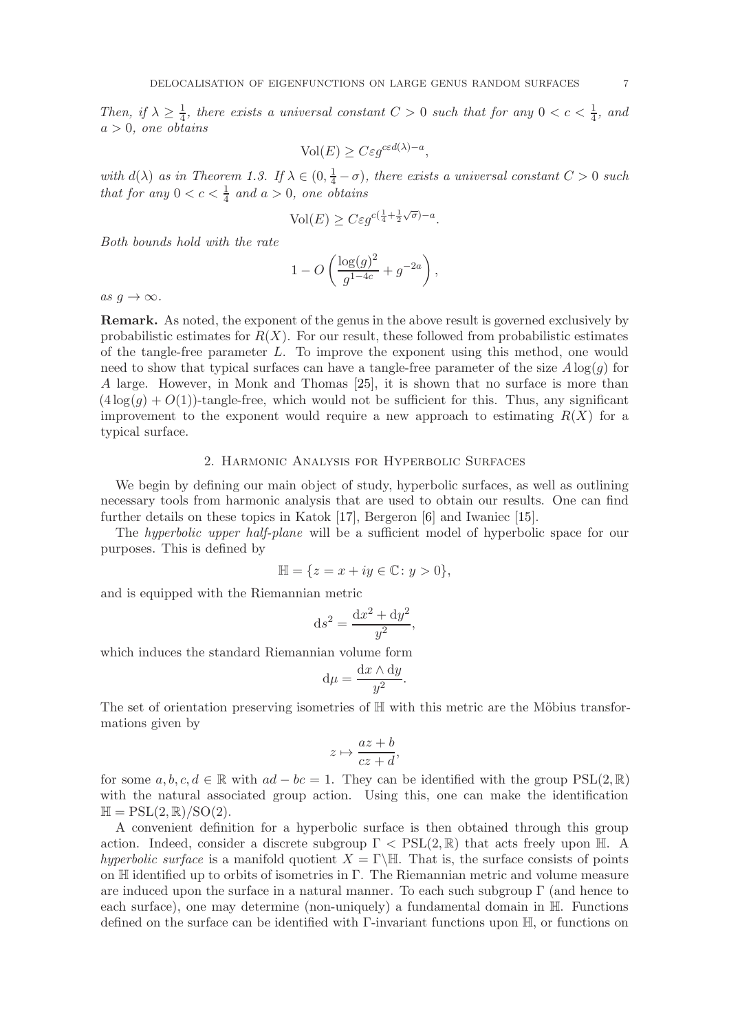*Then, if $\lambda \geq \frac{1}{4}$, there exists a universal constant $C > 0$ such that for any $0 < c < \frac{1}{4}$, and $a > 0$, one obtains*

$$\mathrm{Vol}(E) \geq C\varepsilon g^{c\varepsilon d(\lambda) - a},$$

*with $d(\lambda)$ as in Theorem 1.3. If $\lambda \in (0, \frac{1}{4} - \sigma)$, there exists a universal constant $C > 0$ such that for any $0 < c < \frac{1}{4}$ and $a > 0$, one obtains*

$$\mathrm{Vol}(E) \geq C\varepsilon g^{c(\frac{1}{4} + \frac{1}{2}\sqrt{\sigma}) - a}.$$

*Both bounds hold with the rate*

$$1 - O\left(\frac{\log(g)^2}{g^{1-4c}} + g^{-2a}\right),$$

*as $g \to \infty$.*

**Remark.** As noted, the exponent of the genus in the above result is governed exclusively by probabilistic estimates for $R(X)$. For our result, these followed from probabilistic estimates of the tangle-free parameter $L$. To improve the exponent using this method, one would need to show that typical surfaces can have a tangle-free parameter of the size $A\log(g)$ for $A$ large. However, in Monk and Thomas [25], it is shown that no surface is more than $(4\log(g) + O(1))$-tangle-free, which would not be sufficient for this. Thus, any significant improvement to the exponent would require a new approach to estimating $R(X)$ for a typical surface.

## 2. Harmonic Analysis for Hyperbolic Surfaces

We begin by defining our main object of study, hyperbolic surfaces, as well as outlining necessary tools from harmonic analysis that are used to obtain our results. One can find further details on these topics in Katok [17], Bergeron [6] and Iwaniec [15].

The *hyperbolic upper half-plane* will be a sufficient model of hyperbolic space for our purposes. This is defined by

$$\mathbb{H} = \{z = x + iy \in \mathbb{C} \colon y > 0\},$$

and is equipped with the Riemannian metric

$$\mathrm{d}s^2 = \frac{\mathrm{d}x^2 + \mathrm{d}y^2}{y^2},$$

which induces the standard Riemannian volume form

$$\mathrm{d}\mu = \frac{\mathrm{d}x \wedge \mathrm{d}y}{y^2}.$$

The set of orientation preserving isometries of $\mathbb{H}$ with this metric are the Möbius transformations given by

$$z \mapsto \frac{az + b}{cz + d},$$

for some $a, b, c, d \in \mathbb{R}$ with $ad - bc = 1$. They can be identified with the group $\mathrm{PSL}(2, \mathbb{R})$ with the natural associated group action. Using this, one can make the identification $\mathbb{H} = \mathrm{PSL}(2, \mathbb{R})/\mathrm{SO}(2)$.

A convenient definition for a hyperbolic surface is then obtained through this group action. Indeed, consider a discrete subgroup $\Gamma < \mathrm{PSL}(2, \mathbb{R})$ that acts freely upon $\mathbb{H}$. A *hyperbolic surface* is a manifold quotient $X = \Gamma \backslash \mathbb{H}$. That is, the surface consists of points on $\mathbb{H}$ identified up to orbits of isometries in $\Gamma$. The Riemannian metric and volume measure are induced upon the surface in a natural manner. To each such subgroup $\Gamma$ (and hence to each surface), one may determine (non-uniquely) a fundamental domain in $\mathbb{H}$. Functions defined on the surface can be identified with $\Gamma$-invariant functions upon $\mathbb{H}$, or functions on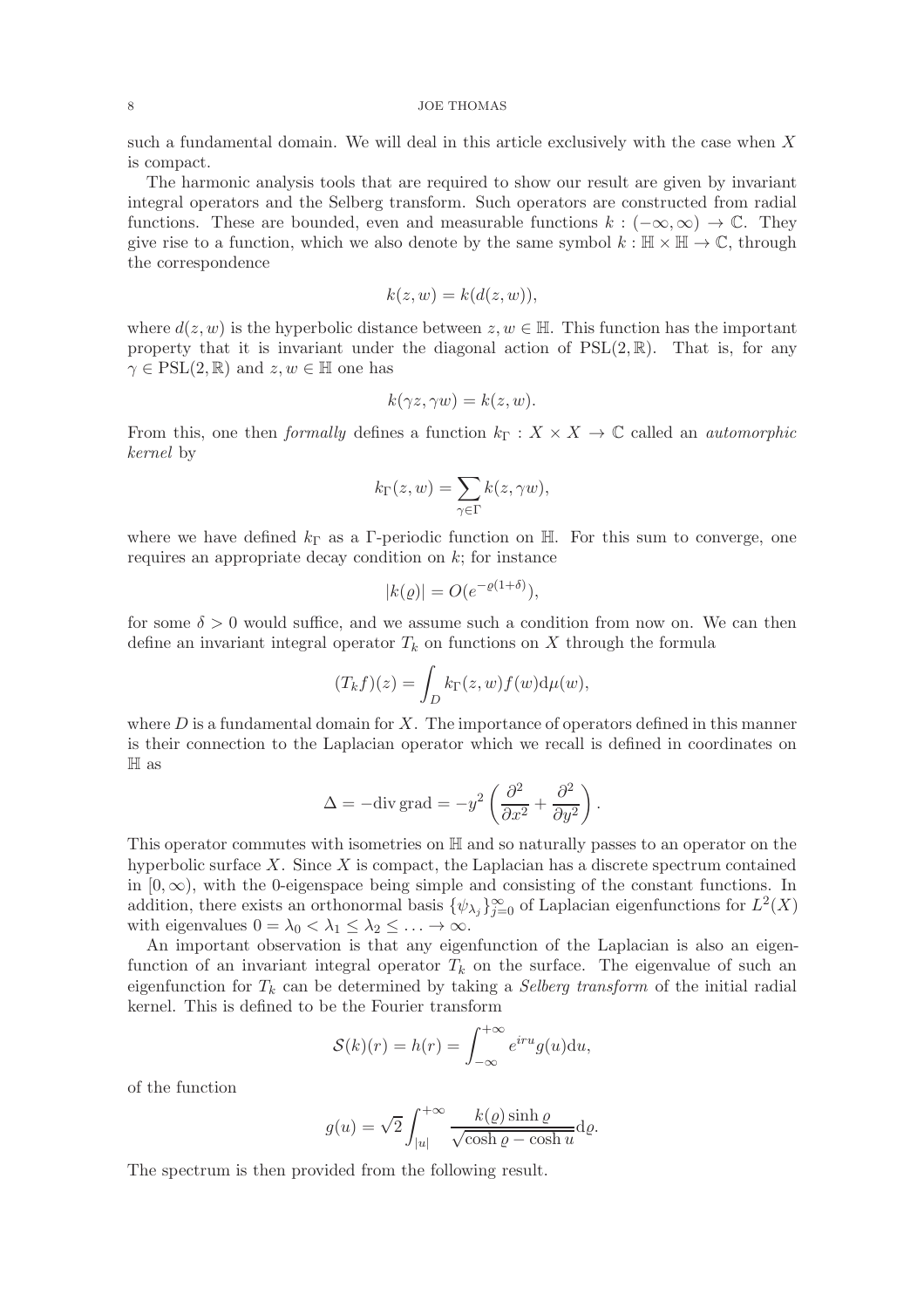such a fundamental domain. We will deal in this article exclusively with the case when $X$ is compact.

The harmonic analysis tools that are required to show our result are given by invariant integral operators and the Selberg transform. Such operators are constructed from radial functions. These are bounded, even and measurable functions $k : (-\infty, \infty) \to \mathbb{C}$. They give rise to a function, which we also denote by the same symbol $k : \mathbb{H} \times \mathbb{H} \to \mathbb{C}$, through the correspondence

$$k(z, w) = k(d(z, w)),$$

where $d(z, w)$ is the hyperbolic distance between $z, w \in \mathbb{H}$. This function has the important property that it is invariant under the diagonal action of $\mathrm{PSL}(2, \mathbb{R})$. That is, for any $\gamma \in \mathrm{PSL}(2, \mathbb{R})$ and $z, w \in \mathbb{H}$ one has

$$k(\gamma z, \gamma w) = k(z, w).$$

From this, one then *formally* defines a function $k_\Gamma : X \times X \to \mathbb{C}$ called an *automorphic kernel* by

$$k_\Gamma(z, w) = \sum_{\gamma \in \Gamma} k(z, \gamma w),$$

where we have defined $k_\Gamma$ as a $\Gamma$-periodic function on $\mathbb{H}$. For this sum to converge, one requires an appropriate decay condition on $k$; for instance

$$|k(\varrho)| = O(e^{-\varrho(1+\delta)}),$$

for some $\delta > 0$ would suffice, and we assume such a condition from now on. We can then define an invariant integral operator $T_k$ on functions on $X$ through the formula

$$(T_k f)(z) = \int_D k_\Gamma(z, w) f(w) \mathrm{d}\mu(w),$$

where $D$ is a fundamental domain for $X$. The importance of operators defined in this manner is their connection to the Laplacian operator which we recall is defined in coordinates on $\mathbb{H}$ as

$$\Delta = -\mathrm{div}\,\mathrm{grad} = -y^2 \left( \frac{\partial^2}{\partial x^2} + \frac{\partial^2}{\partial y^2} \right).$$

This operator commutes with isometries on $\mathbb{H}$ and so naturally passes to an operator on the hyperbolic surface $X$. Since $X$ is compact, the Laplacian has a discrete spectrum contained in $[0, \infty)$, with the 0-eigenspace being simple and consisting of the constant functions. In addition, there exists an orthonormal basis $\{\psi_{\lambda_j}\}_{j=0}^{\infty}$ of Laplacian eigenfunctions for $L^2(X)$ with eigenvalues $0 = \lambda_0 < \lambda_1 \leq \lambda_2 \leq \ldots \to \infty$.

An important observation is that any eigenfunction of the Laplacian is also an eigenfunction of an invariant integral operator $T_k$ on the surface. The eigenvalue of such an eigenfunction for $T_k$ can be determined by taking a *Selberg transform* of the initial radial kernel. This is defined to be the Fourier transform

$$\mathcal{S}(k)(r) = h(r) = \int_{-\infty}^{+\infty} e^{iru} g(u) \mathrm{d}u,$$

of the function

$$g(u) = \sqrt{2} \int_{|u|}^{+\infty} \frac{k(\varrho) \sinh \varrho}{\sqrt{\cosh \varrho - \cosh u}} \mathrm{d}\varrho.$$

The spectrum is then provided from the following result.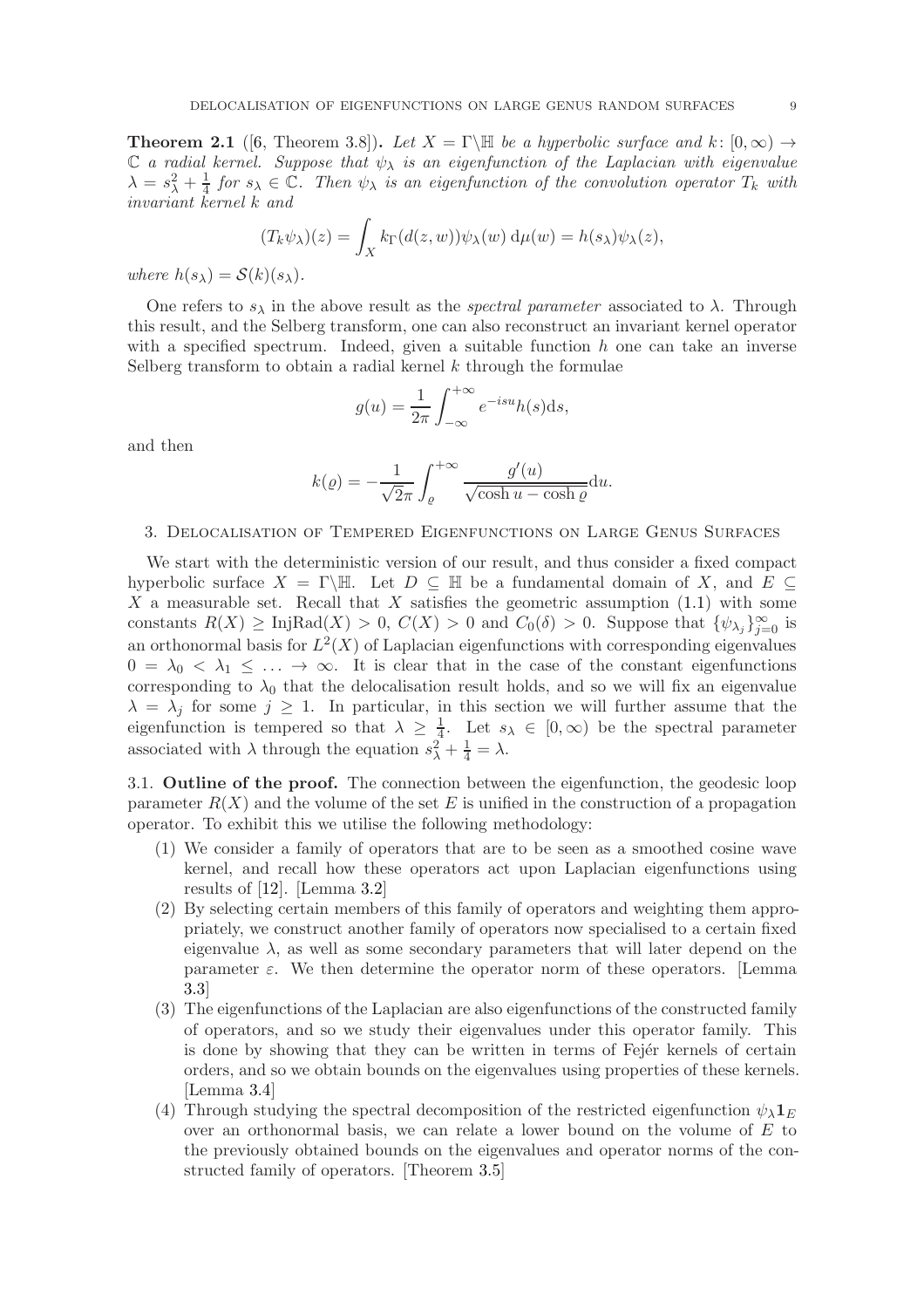**Theorem 2.1** ([6, Theorem 3.8]). *Let $X = \Gamma\backslash\mathbb{H}$ be a hyperbolic surface and $k\colon [0,\infty) \to \mathbb{C}$ a radial kernel. Suppose that $\psi_\lambda$ is an eigenfunction of the Laplacian with eigenvalue $\lambda = s_\lambda^2 + \frac{1}{4}$ for $s_\lambda \in \mathbb{C}$. Then $\psi_\lambda$ is an eigenfunction of the convolution operator $T_k$ with invariant kernel $k$ and*

$$(T_k\psi_\lambda)(z) = \int_X k_\Gamma(d(z,w))\psi_\lambda(w)\,\mathrm{d}\mu(w) = h(s_\lambda)\psi_\lambda(z),$$

*where $h(s_\lambda) = \mathcal{S}(k)(s_\lambda)$.*

One refers to $s_\lambda$ in the above result as the *spectral parameter* associated to $\lambda$. Through this result, and the Selberg transform, one can also reconstruct an invariant kernel operator with a specified spectrum. Indeed, given a suitable function $h$ one can take an inverse Selberg transform to obtain a radial kernel $k$ through the formulae

$$g(u) = \frac{1}{2\pi}\int_{-\infty}^{+\infty} e^{-isu}h(s)\mathrm{d}s,$$

and then

$$k(\varrho) = -\frac{1}{\sqrt{2}\pi}\int_{\varrho}^{+\infty} \frac{g'(u)}{\sqrt{\cosh u - \cosh \varrho}}\mathrm{d}u.$$

## 3. Delocalisation of Tempered Eigenfunctions on Large Genus Surfaces

We start with the deterministic version of our result, and thus consider a fixed compact hyperbolic surface $X = \Gamma\backslash\mathbb{H}$. Let $D \subseteq \mathbb{H}$ be a fundamental domain of $X$, and $E \subseteq X$ a measurable set. Recall that $X$ satisfies the geometric assumption (1.1) with some constants $R(X) \geq \mathrm{InjRad}(X) > 0$, $C(X) > 0$ and $C_0(\delta) > 0$. Suppose that $\{\psi_{\lambda_j}\}_{j=0}^{\infty}$ is an orthonormal basis for $L^2(X)$ of Laplacian eigenfunctions with corresponding eigenvalues $0 = \lambda_0 < \lambda_1 \leq \ldots \to \infty$. It is clear that in the case of the constant eigenfunctions corresponding to $\lambda_0$ that the delocalisation result holds, and so we will fix an eigenvalue $\lambda = \lambda_j$ for some $j \geq 1$. In particular, in this section we will further assume that the eigenfunction is tempered so that $\lambda \geq \frac{1}{4}$. Let $s_\lambda \in [0,\infty)$ be the spectral parameter associated with $\lambda$ through the equation $s_\lambda^2 + \frac{1}{4} = \lambda$.

### 3.1. Outline of the proof.

The connection between the eigenfunction, the geodesic loop parameter $R(X)$ and the volume of the set $E$ is unified in the construction of a propagation operator. To exhibit this we utilise the following methodology:

1. We consider a family of operators that are to be seen as a smoothed cosine wave kernel, and recall how these operators act upon Laplacian eigenfunctions using results of [12]. [Lemma 3.2]
2. By selecting certain members of this family of operators and weighting them appropriately, we construct another family of operators now specialised to a certain fixed eigenvalue $\lambda$, as well as some secondary parameters that will later depend on the parameter $\varepsilon$. We then determine the operator norm of these operators. [Lemma 3.3]
3. The eigenfunctions of the Laplacian are also eigenfunctions of the constructed family of operators, and so we study their eigenvalues under this operator family. This is done by showing that they can be written in terms of Fejér kernels of certain orders, and so we obtain bounds on the eigenvalues using properties of these kernels. [Lemma 3.4]
4. Through studying the spectral decomposition of the restricted eigenfunction $\psi_\lambda \mathbf{1}_E$ over an orthonormal basis, we can relate a lower bound on the volume of $E$ to the previously obtained bounds on the eigenvalues and operator norms of the constructed family of operators. [Theorem 3.5]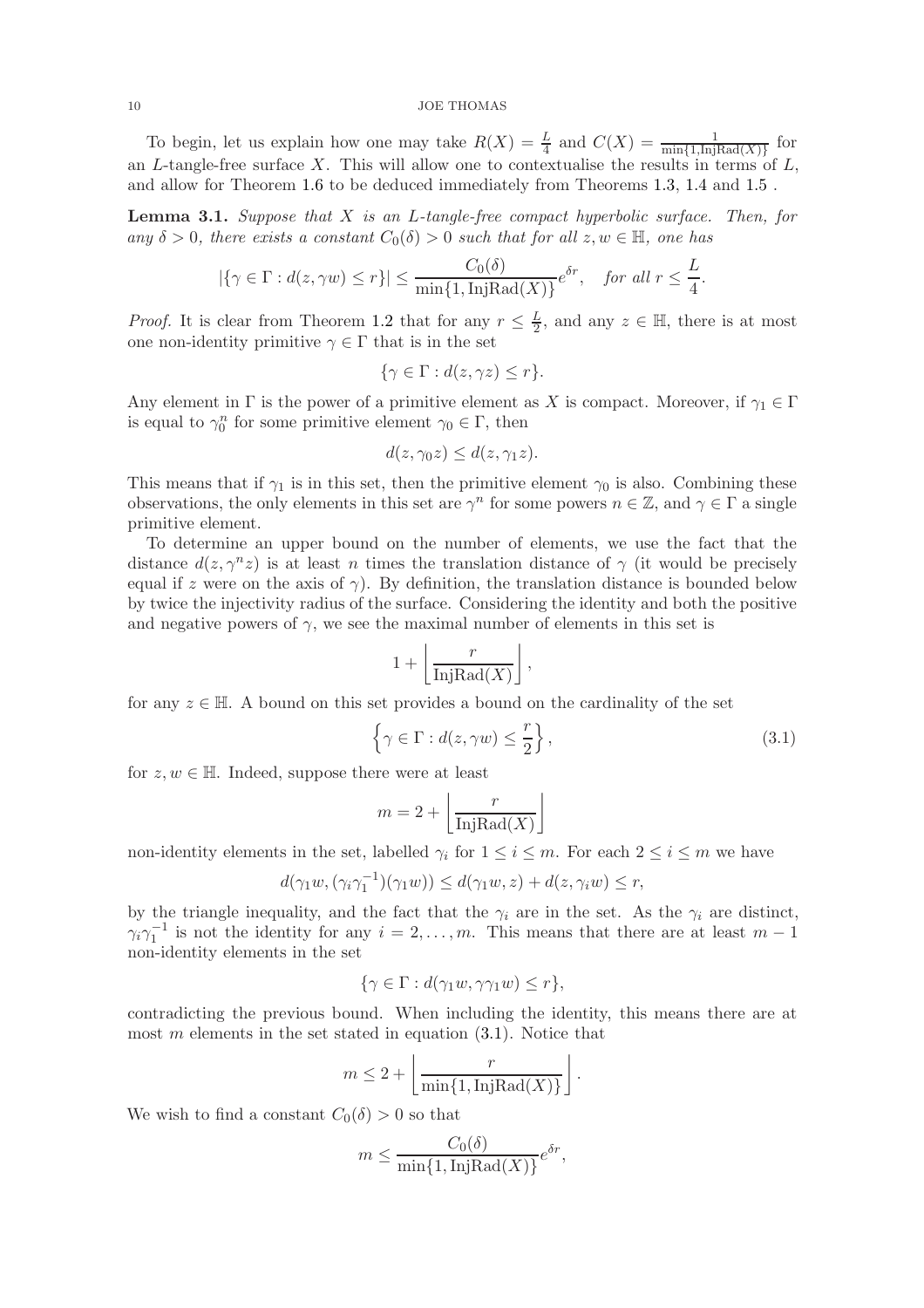To begin, let us explain how one may take $R(X) = \frac{L}{4}$ and $C(X) = \frac{1}{\min\{1, \mathrm{InjRad}(X)\}}$ for an $L$-tangle-free surface $X$. This will allow one to contextualise the results in terms of $L$, and allow for Theorem 1.6 to be deduced immediately from Theorems 1.3, 1.4 and 1.5 .

**Lemma 3.1.** *Suppose that $X$ is an $L$-tangle-free compact hyperbolic surface. Then, for any $\delta > 0$, there exists a constant $C_0(\delta) > 0$ such that for all $z, w \in \mathbb{H}$, one has*

$$|\{\gamma \in \Gamma : d(z, \gamma w) \leq r\}| \leq \frac{C_0(\delta)}{\min\{1, \mathrm{InjRad}(X)\}} e^{\delta r}, \quad \text{for all } r \leq \frac{L}{4}.$$

*Proof.* It is clear from Theorem 1.2 that for any $r \leq \frac{L}{2}$, and any $z \in \mathbb{H}$, there is at most one non-identity primitive $\gamma \in \Gamma$ that is in the set

$$\{\gamma \in \Gamma : d(z, \gamma z) \leq r\}.$$

Any element in $\Gamma$ is the power of a primitive element as $X$ is compact. Moreover, if $\gamma_1 \in \Gamma$ is equal to $\gamma_0^n$ for some primitive element $\gamma_0 \in \Gamma$, then

$$d(z, \gamma_0 z) \leq d(z, \gamma_1 z).$$

This means that if $\gamma_1$ is in this set, then the primitive element $\gamma_0$ is also. Combining these observations, the only elements in this set are $\gamma^n$ for some powers $n \in \mathbb{Z}$, and $\gamma \in \Gamma$ a single primitive element.

To determine an upper bound on the number of elements, we use the fact that the distance $d(z, \gamma^n z)$ is at least $n$ times the translation distance of $\gamma$ (it would be precisely equal if $z$ were on the axis of $\gamma$). By definition, the translation distance is bounded below by twice the injectivity radius of the surface. Considering the identity and both the positive and negative powers of $\gamma$, we see the maximal number of elements in this set is

$$1 + \left\lfloor \frac{r}{\mathrm{InjRad}(X)} \right\rfloor,$$

for any $z \in \mathbb{H}$. A bound on this set provides a bound on the cardinality of the set

$$\left\{\gamma \in \Gamma : d(z, \gamma w) \leq \frac{r}{2}\right\}, \tag{3.1}$$

for $z, w \in \mathbb{H}$. Indeed, suppose there were at least

$$m = 2 + \left\lfloor \frac{r}{\mathrm{InjRad}(X)} \right\rfloor$$

non-identity elements in the set, labelled $\gamma_i$ for $1 \leq i \leq m$. For each $2 \leq i \leq m$ we have

$$d(\gamma_1 w, (\gamma_i \gamma_1^{-1})(\gamma_1 w)) \leq d(\gamma_1 w, z) + d(z, \gamma_i w) \leq r,$$

by the triangle inequality, and the fact that the $\gamma_i$ are in the set. As the $\gamma_i$ are distinct, $\gamma_i \gamma_1^{-1}$ is not the identity for any $i = 2, \ldots, m$. This means that there are at least $m - 1$ non-identity elements in the set

$$\{\gamma \in \Gamma : d(\gamma_1 w, \gamma \gamma_1 w) \leq r\},$$

contradicting the previous bound. When including the identity, this means there are at most $m$ elements in the set stated in equation (3.1). Notice that

$$m \leq 2 + \left\lfloor \frac{r}{\min\{1, \mathrm{InjRad}(X)\}} \right\rfloor.$$

We wish to find a constant $C_0(\delta) > 0$ so that

$$m \leq \frac{C_0(\delta)}{\min\{1, \mathrm{InjRad}(X)\}} e^{\delta r},$$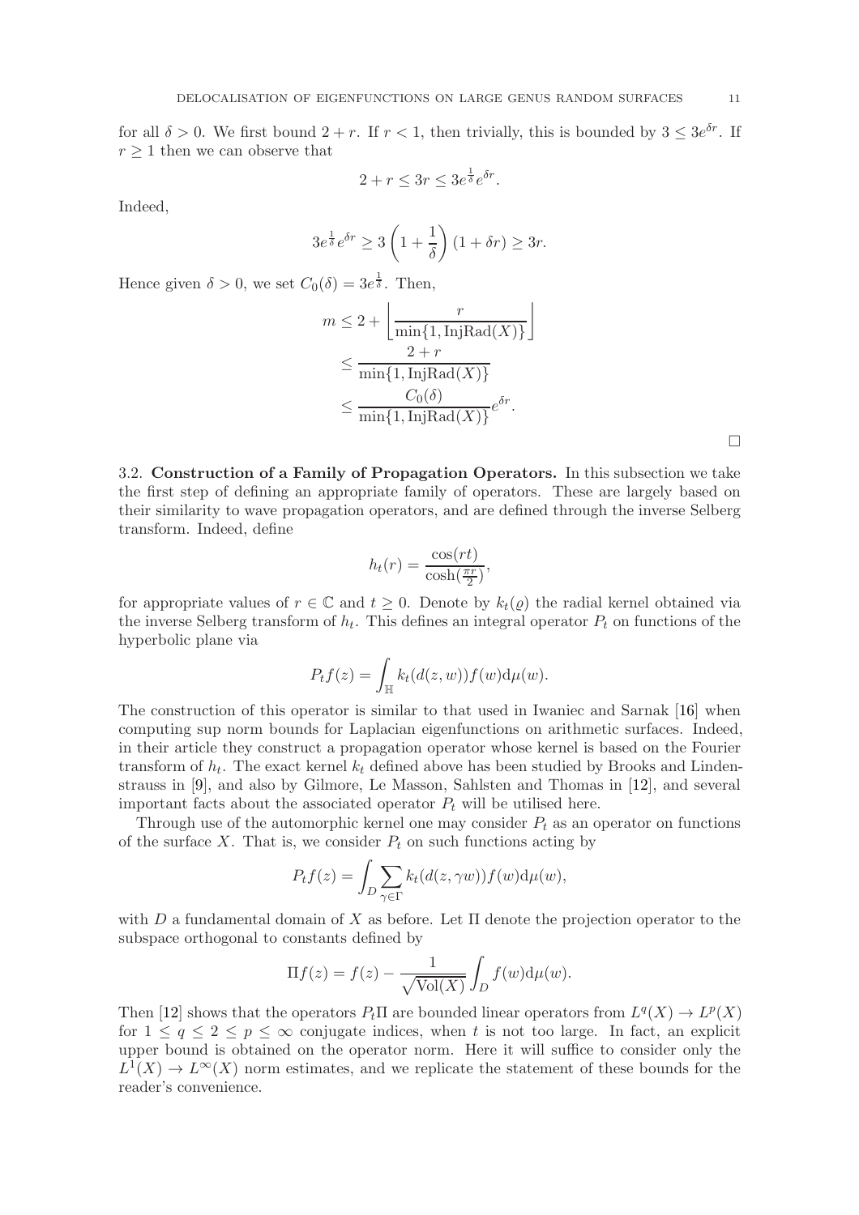for all $\delta > 0$. We first bound $2 + r$. If $r < 1$, then trivially, this is bounded by $3 \leq 3e^{\delta r}$. If $r \geq 1$ then we can observe that

$$2 + r \leq 3r \leq 3e^{\frac{1}{\delta}} e^{\delta r}.$$

Indeed,

$$3e^{\frac{1}{\delta}} e^{\delta r} \geq 3\left(1 + \frac{1}{\delta}\right)(1 + \delta r) \geq 3r.$$

Hence given $\delta > 0$, we set $C_0(\delta) = 3e^{\frac{1}{\delta}}$. Then,

$$\begin{aligned}
m &\leq 2 + \left\lfloor \frac{r}{\min\{1, \mathrm{InjRad}(X)\}} \right\rfloor \\
&\leq \frac{2 + r}{\min\{1, \mathrm{InjRad}(X)\}} \\
&\leq \frac{C_0(\delta)}{\min\{1, \mathrm{InjRad}(X)\}} e^{\delta r}.
\end{aligned}$$

□

3.2. **Construction of a Family of Propagation Operators.** In this subsection we take the first step of defining an appropriate family of operators. These are largely based on their similarity to wave propagation operators, and are defined through the inverse Selberg transform. Indeed, define

$$h_t(r) = \frac{\cos(rt)}{\cosh(\frac{\pi r}{2})},$$

for appropriate values of $r \in \mathbb{C}$ and $t \geq 0$. Denote by $k_t(\varrho)$ the radial kernel obtained via the inverse Selberg transform of $h_t$. This defines an integral operator $P_t$ on functions of the hyperbolic plane via

$$P_t f(z) = \int_{\mathbb{H}} k_t(d(z, w)) f(w) \mathrm{d}\mu(w).$$

The construction of this operator is similar to that used in Iwaniec and Sarnak [16] when computing sup norm bounds for Laplacian eigenfunctions on arithmetic surfaces. Indeed, in their article they construct a propagation operator whose kernel is based on the Fourier transform of $h_t$. The exact kernel $k_t$ defined above has been studied by Brooks and Lindenstrauss in [9], and also by Gilmore, Le Masson, Sahlsten and Thomas in [12], and several important facts about the associated operator $P_t$ will be utilised here.

Through use of the automorphic kernel one may consider $P_t$ as an operator on functions of the surface $X$. That is, we consider $P_t$ on such functions acting by

$$P_t f(z) = \int_D \sum_{\gamma \in \Gamma} k_t(d(z, \gamma w)) f(w) \mathrm{d}\mu(w),$$

with $D$ a fundamental domain of $X$ as before. Let $\Pi$ denote the projection operator to the subspace orthogonal to constants defined by

$$\Pi f(z) = f(z) - \frac{1}{\sqrt{\mathrm{Vol}(X)}} \int_D f(w) \mathrm{d}\mu(w).$$

Then [12] shows that the operators $P_t\Pi$ are bounded linear operators from $L^q(X) \to L^p(X)$ for $1 \leq q \leq 2 \leq p \leq \infty$ conjugate indices, when $t$ is not too large. In fact, an explicit upper bound is obtained on the operator norm. Here it will suffice to consider only the $L^1(X) \to L^\infty(X)$ norm estimates, and we replicate the statement of these bounds for the reader's convenience.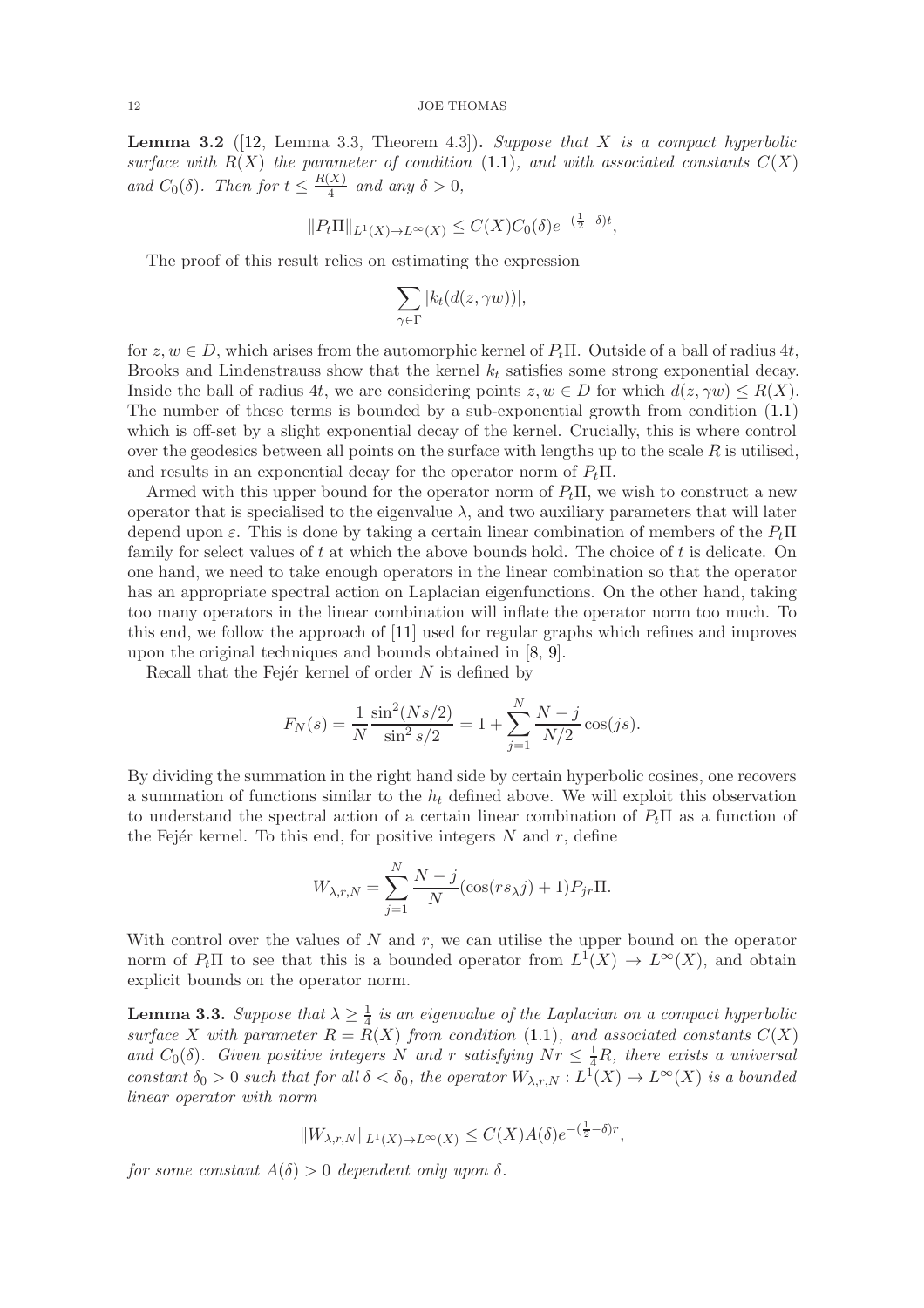**Lemma 3.2** ([12, Lemma 3.3, Theorem 4.3])**.** *Suppose that $X$ is a compact hyperbolic surface with $R(X)$ the parameter of condition* (1.1)*, and with associated constants $C(X)$ and $C_0(\delta)$. Then for $t \leq \frac{R(X)}{4}$ and any $\delta > 0$,*

$$\|P_t \Pi\|_{L^1(X) \to L^\infty(X)} \leq C(X) C_0(\delta) e^{-(\frac{1}{2}-\delta)t},$$

The proof of this result relies on estimating the expression

$$\sum_{\gamma \in \Gamma} |k_t(d(z, \gamma w))|,$$

for $z, w \in D$, which arises from the automorphic kernel of $P_t\Pi$. Outside of a ball of radius $4t$, Brooks and Lindenstrauss show that the kernel $k_t$ satisfies some strong exponential decay. Inside the ball of radius $4t$, we are considering points $z, w \in D$ for which $d(z, \gamma w) \leq R(X)$. The number of these terms is bounded by a sub-exponential growth from condition (1.1) which is off-set by a slight exponential decay of the kernel. Crucially, this is where control over the geodesics between all points on the surface with lengths up to the scale $R$ is utilised, and results in an exponential decay for the operator norm of $P_t\Pi$.

Armed with this upper bound for the operator norm of $P_t\Pi$, we wish to construct a new operator that is specialised to the eigenvalue $\lambda$, and two auxiliary parameters that will later depend upon $\varepsilon$. This is done by taking a certain linear combination of members of the $P_t\Pi$ family for select values of $t$ at which the above bounds hold. The choice of $t$ is delicate. On one hand, we need to take enough operators in the linear combination so that the operator has an appropriate spectral action on Laplacian eigenfunctions. On the other hand, taking too many operators in the linear combination will inflate the operator norm too much. To this end, we follow the approach of [11] used for regular graphs which refines and improves upon the original techniques and bounds obtained in [8, 9].

Recall that the Fejér kernel of order $N$ is defined by

$$F_N(s) = \frac{1}{N} \frac{\sin^2(Ns/2)}{\sin^2 s/2} = 1 + \sum_{j=1}^{N} \frac{N-j}{N/2} \cos(js).$$

By dividing the summation in the right hand side by certain hyperbolic cosines, one recovers a summation of functions similar to the $h_t$ defined above. We will exploit this observation to understand the spectral action of a certain linear combination of $P_t\Pi$ as a function of the Fejér kernel. To this end, for positive integers $N$ and $r$, define

$$W_{\lambda,r,N} = \sum_{j=1}^{N} \frac{N-j}{N} (\cos(rs_\lambda j) + 1) P_{jr}\Pi.$$

With control over the values of $N$ and $r$, we can utilise the upper bound on the operator norm of $P_t\Pi$ to see that this is a bounded operator from $L^1(X) \to L^\infty(X)$, and obtain explicit bounds on the operator norm.

**Lemma 3.3.** *Suppose that $\lambda \geq \frac{1}{4}$ is an eigenvalue of the Laplacian on a compact hyperbolic surface $X$ with parameter $R = R(X)$ from condition* (1.1)*, and associated constants $C(X)$ and $C_0(\delta)$. Given positive integers $N$ and $r$ satisfying $Nr \leq \frac{1}{4}R$, there exists a universal constant $\delta_0 > 0$ such that for all $\delta < \delta_0$, the operator $W_{\lambda,r,N} : L^1(X) \to L^\infty(X)$ is a bounded linear operator with norm*

$$\|W_{\lambda,r,N}\|_{L^1(X) \to L^\infty(X)} \leq C(X) A(\delta) e^{-(\frac{1}{2}-\delta)r},$$

*for some constant $A(\delta) > 0$ dependent only upon $\delta$.*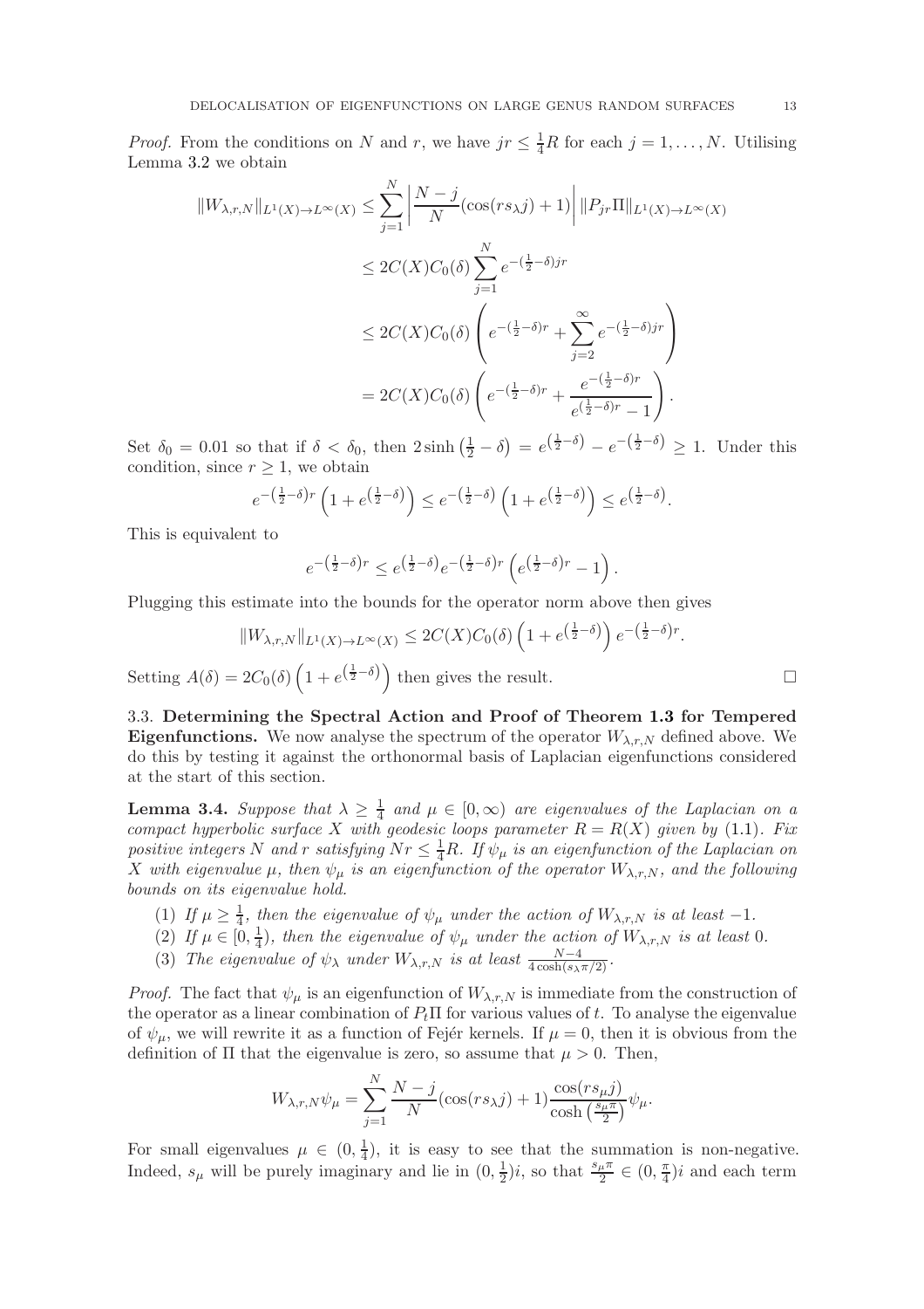*Proof.* From the conditions on $N$ and $r$, we have $jr \leq \frac{1}{4}R$ for each $j = 1, \ldots, N$. Utilising Lemma 3.2 we obtain

$$
\begin{aligned}
\|W_{\lambda,r,N}\|_{L^1(X)\to L^\infty(X)} &\leq \sum_{j=1}^{N} \left| \frac{N-j}{N}(\cos(rs_\lambda j)+1) \right| \|P_{jr}\Pi\|_{L^1(X)\to L^\infty(X)} \\
&\leq 2C(X)C_0(\delta) \sum_{j=1}^{N} e^{-(\frac{1}{2}-\delta)jr} \\
&\leq 2C(X)C_0(\delta) \left( e^{-(\frac{1}{2}-\delta)r} + \sum_{j=2}^{\infty} e^{-(\frac{1}{2}-\delta)jr} \right) \\
&= 2C(X)C_0(\delta) \left( e^{-(\frac{1}{2}-\delta)r} + \frac{e^{-(\frac{1}{2}-\delta)r}}{e^{(\frac{1}{2}-\delta)r}-1} \right).
\end{aligned}
$$

Set $\delta_0 = 0.01$ so that if $\delta < \delta_0$, then $2\sinh\left(\frac{1}{2}-\delta\right) = e^{\left(\frac{1}{2}-\delta\right)} - e^{-\left(\frac{1}{2}-\delta\right)} \geq 1$. Under this condition, since $r \geq 1$, we obtain

$$
e^{-\left(\frac{1}{2}-\delta\right)r}\left(1+e^{\left(\frac{1}{2}-\delta\right)}\right) \leq e^{-\left(\frac{1}{2}-\delta\right)}\left(1+e^{\left(\frac{1}{2}-\delta\right)}\right) \leq e^{\left(\frac{1}{2}-\delta\right)}.
$$

This is equivalent to

$$
e^{-\left(\frac{1}{2}-\delta\right)r} \leq e^{\left(\frac{1}{2}-\delta\right)} e^{-\left(\frac{1}{2}-\delta\right)r}\left(e^{\left(\frac{1}{2}-\delta\right)r}-1\right).
$$

Plugging this estimate into the bounds for the operator norm above then gives

$$
\|W_{\lambda,r,N}\|_{L^1(X)\to L^\infty(X)} \leq 2C(X)C_0(\delta)\left(1+e^{\left(\frac{1}{2}-\delta\right)}\right)e^{-\left(\frac{1}{2}-\delta\right)r}.
$$

Setting $A(\delta) = 2C_0(\delta)\left(1+e^{\left(\frac{1}{2}-\delta\right)}\right)$ then gives the result. □

### 3.3. Determining the Spectral Action and Proof of Theorem 1.3 for Tempered Eigenfunctions.

We now analyse the spectrum of the operator $W_{\lambda,r,N}$ defined above. We do this by testing it against the orthonormal basis of Laplacian eigenfunctions considered at the start of this section.

**Lemma 3.4.** *Suppose that $\lambda \geq \frac{1}{4}$ and $\mu \in [0,\infty)$ are eigenvalues of the Laplacian on a compact hyperbolic surface $X$ with geodesic loops parameter $R = R(X)$ given by (1.1). Fix positive integers $N$ and $r$ satisfying $Nr \leq \frac{1}{4}R$. If $\psi_\mu$ is an eigenfunction of the Laplacian on $X$ with eigenvalue $\mu$, then $\psi_\mu$ is an eigenfunction of the operator $W_{\lambda,r,N}$, and the following bounds on its eigenvalue hold.*

1. *If $\mu \geq \frac{1}{4}$, then the eigenvalue of $\psi_\mu$ under the action of $W_{\lambda,r,N}$ is at least $-1$.*
2. *If $\mu \in [0,\frac{1}{4})$, then the eigenvalue of $\psi_\mu$ under the action of $W_{\lambda,r,N}$ is at least $0$.*
3. *The eigenvalue of $\psi_\lambda$ under $W_{\lambda,r,N}$ is at least $\frac{N-4}{4\cosh(s_\lambda\pi/2)}$.*

*Proof.* The fact that $\psi_\mu$ is an eigenfunction of $W_{\lambda,r,N}$ is immediate from the construction of the operator as a linear combination of $P_t\Pi$ for various values of $t$. To analyse the eigenvalue of $\psi_\mu$, we will rewrite it as a function of Fejér kernels. If $\mu = 0$, then it is obvious from the definition of $\Pi$ that the eigenvalue is zero, so assume that $\mu > 0$. Then,

$$
W_{\lambda,r,N}\psi_\mu = \sum_{j=1}^{N} \frac{N-j}{N}(\cos(rs_\lambda j)+1)\frac{\cos(rs_\mu j)}{\cosh\left(\frac{s_\mu\pi}{2}\right)}\psi_\mu.
$$

For small eigenvalues $\mu \in (0,\frac{1}{4})$, it is easy to see that the summation is non-negative. Indeed, $s_\mu$ will be purely imaginary and lie in $(0,\frac{1}{2})i$, so that $\frac{s_\mu\pi}{2} \in (0,\frac{\pi}{4})i$ and each term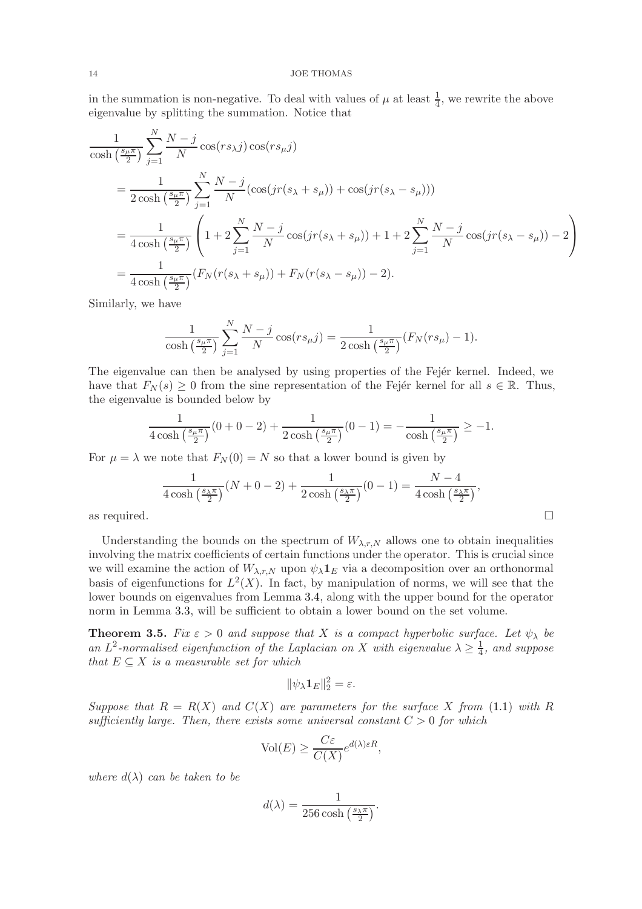in the summation is non-negative. To deal with values of $\mu$ at least $\frac{1}{4}$, we rewrite the above eigenvalue by splitting the summation. Notice that

$$
\begin{aligned}
&\frac{1}{\cosh\left(\frac{s_\mu \pi}{2}\right)} \sum_{j=1}^{N} \frac{N-j}{N} \cos(r s_\lambda j) \cos(r s_\mu j) \\
&= \frac{1}{2\cosh\left(\frac{s_\mu \pi}{2}\right)} \sum_{j=1}^{N} \frac{N-j}{N} (\cos(jr(s_\lambda + s_\mu)) + \cos(jr(s_\lambda - s_\mu))) \\
&= \frac{1}{4\cosh\left(\frac{s_\mu \pi}{2}\right)} \left( 1 + 2\sum_{j=1}^{N} \frac{N-j}{N} \cos(jr(s_\lambda + s_\mu)) + 1 + 2\sum_{j=1}^{N} \frac{N-j}{N} \cos(jr(s_\lambda - s_\mu)) - 2 \right) \\
&= \frac{1}{4\cosh\left(\frac{s_\mu \pi}{2}\right)} (F_N(r(s_\lambda + s_\mu)) + F_N(r(s_\lambda - s_\mu)) - 2).
\end{aligned}
$$

Similarly, we have

$$
\frac{1}{\cosh\left(\frac{s_\mu \pi}{2}\right)} \sum_{j=1}^{N} \frac{N-j}{N} \cos(r s_\mu j) = \frac{1}{2\cosh\left(\frac{s_\mu \pi}{2}\right)} (F_N(r s_\mu) - 1).
$$

The eigenvalue can then be analysed by using properties of the Fejér kernel. Indeed, we have that $F_N(s) \geq 0$ from the sine representation of the Fejér kernel for all $s \in \mathbb{R}$. Thus, the eigenvalue is bounded below by

$$
\frac{1}{4\cosh\left(\frac{s_\mu \pi}{2}\right)} (0 + 0 - 2) + \frac{1}{2\cosh\left(\frac{s_\mu \pi}{2}\right)} (0 - 1) = -\frac{1}{\cosh\left(\frac{s_\mu \pi}{2}\right)} \geq -1.
$$

For $\mu = \lambda$ we note that $F_N(0) = N$ so that a lower bound is given by

$$
\frac{1}{4\cosh\left(\frac{s_\lambda \pi}{2}\right)} (N + 0 - 2) + \frac{1}{2\cosh\left(\frac{s_\lambda \pi}{2}\right)} (0 - 1) = \frac{N-4}{4\cosh\left(\frac{s_\lambda \pi}{2}\right)},
$$

as required. □

Understanding the bounds on the spectrum of $W_{\lambda,r,N}$ allows one to obtain inequalities involving the matrix coefficients of certain functions under the operator. This is crucial since we will examine the action of $W_{\lambda,r,N}$ upon $\psi_\lambda \mathbf{1}_E$ via a decomposition over an orthonormal basis of eigenfunctions for $L^2(X)$. In fact, by manipulation of norms, we will see that the lower bounds on eigenvalues from Lemma 3.4, along with the upper bound for the operator norm in Lemma 3.3, will be sufficient to obtain a lower bound on the set volume.

**Theorem 3.5.** *Fix $\varepsilon > 0$ and suppose that $X$ is a compact hyperbolic surface. Let $\psi_\lambda$ be an $L^2$-normalised eigenfunction of the Laplacian on $X$ with eigenvalue $\lambda \geq \frac{1}{4}$, and suppose that $E \subseteq X$ is a measurable set for which*

$$
\|\psi_\lambda \mathbf{1}_E\|_2^2 = \varepsilon.
$$

*Suppose that $R = R(X)$ and $C(X)$ are parameters for the surface $X$ from (1.1) with $R$ sufficiently large. Then, there exists some universal constant $C > 0$ for which*

$$
\mathrm{Vol}(E) \geq \frac{C\varepsilon}{C(X)} e^{d(\lambda)\varepsilon R},
$$

*where $d(\lambda)$ can be taken to be*

$$
d(\lambda) = \frac{1}{256\cosh\left(\frac{s_\lambda \pi}{2}\right)}.
$$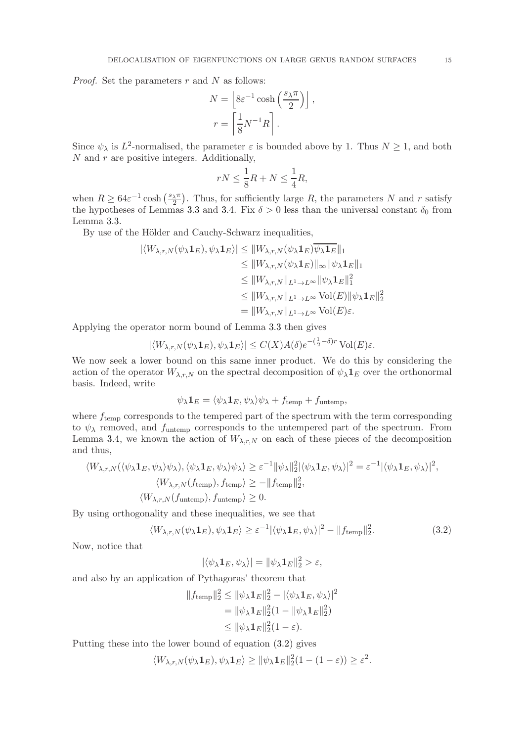*Proof.* Set the parameters $r$ and $N$ as follows:

$$
N = \left\lfloor 8\varepsilon^{-1} \cosh\left(\frac{s_\lambda \pi}{2}\right) \right\rfloor,
$$

$$
r = \left\lceil \frac{1}{8} N^{-1} R \right\rceil.
$$

Since $\psi_\lambda$ is $L^2$-normalised, the parameter $\varepsilon$ is bounded above by 1. Thus $N \geq 1$, and both $N$ and $r$ are positive integers. Additionally,

$$
rN \leq \frac{1}{8}R + N \leq \frac{1}{4}R,
$$

when $R \geq 64\varepsilon^{-1} \cosh\left(\frac{s_\lambda \pi}{2}\right)$. Thus, for sufficiently large $R$, the parameters $N$ and $r$ satisfy the hypotheses of Lemmas 3.3 and 3.4. Fix $\delta > 0$ less than the universal constant $\delta_0$ from Lemma 3.3.

By use of the Hölder and Cauchy-Schwarz inequalities,

$$
\begin{aligned}
|\langle W_{\lambda,r,N}(\psi_\lambda \mathbf{1}_E), \psi_\lambda \mathbf{1}_E \rangle| &\leq \|W_{\lambda,r,N}(\psi_\lambda \mathbf{1}_E)\overline{\psi_\lambda \mathbf{1}_E}\|_1 \\
&\leq \|W_{\lambda,r,N}(\psi_\lambda \mathbf{1}_E)\|_\infty \|\psi_\lambda \mathbf{1}_E\|_1 \\
&\leq \|W_{\lambda,r,N}\|_{L^1 \to L^\infty} \|\psi_\lambda \mathbf{1}_E\|_1^2 \\
&\leq \|W_{\lambda,r,N}\|_{L^1 \to L^\infty} \operatorname{Vol}(E) \|\psi_\lambda \mathbf{1}_E\|_2^2 \\
&= \|W_{\lambda,r,N}\|_{L^1 \to L^\infty} \operatorname{Vol}(E) \varepsilon.
\end{aligned}
$$

Applying the operator norm bound of Lemma 3.3 then gives

$$
|\langle W_{\lambda,r,N}(\psi_\lambda \mathbf{1}_E), \psi_\lambda \mathbf{1}_E \rangle| \leq C(X) A(\delta) e^{-(\frac{1}{2}-\delta)r} \operatorname{Vol}(E) \varepsilon.
$$

We now seek a lower bound on this same inner product. We do this by considering the action of the operator $W_{\lambda,r,N}$ on the spectral decomposition of $\psi_\lambda \mathbf{1}_E$ over the orthonormal basis. Indeed, write

$$
\psi_\lambda \mathbf{1}_E = \langle \psi_\lambda \mathbf{1}_E, \psi_\lambda \rangle \psi_\lambda + f_{\text{temp}} + f_{\text{untemp}},
$$

where $f_{\text{temp}}$ corresponds to the tempered part of the spectrum with the term corresponding to $\psi_\lambda$ removed, and $f_{\text{untemp}}$ corresponds to the untempered part of the spectrum. From Lemma 3.4, we known the action of $W_{\lambda,r,N}$ on each of these pieces of the decomposition and thus,

$$
\begin{aligned}
\langle W_{\lambda,r,N}(\langle \psi_\lambda \mathbf{1}_E, \psi_\lambda \rangle \psi_\lambda), \langle \psi_\lambda \mathbf{1}_E, \psi_\lambda \rangle \psi_\lambda \rangle &\geq \varepsilon^{-1} \|\psi_\lambda\|_2^2 |\langle \psi_\lambda \mathbf{1}_E, \psi_\lambda \rangle|^2 = \varepsilon^{-1} |\langle \psi_\lambda \mathbf{1}_E, \psi_\lambda \rangle|^2, \\
\langle W_{\lambda,r,N}(f_{\text{temp}}), f_{\text{temp}} \rangle &\geq -\|f_{\text{temp}}\|_2^2, \\
\langle W_{\lambda,r,N}(f_{\text{untemp}}), f_{\text{untemp}} \rangle &\geq 0.
\end{aligned}
$$

By using orthogonality and these inequalities, we see that

$$
\langle W_{\lambda,r,N}(\psi_\lambda \mathbf{1}_E), \psi_\lambda \mathbf{1}_E \rangle \geq \varepsilon^{-1} |\langle \psi_\lambda \mathbf{1}_E, \psi_\lambda \rangle|^2 - \|f_{\text{temp}}\|_2^2. \tag{3.2}
$$

Now, notice that

$$
|\langle \psi_\lambda \mathbf{1}_E, \psi_\lambda \rangle| = \|\psi_\lambda \mathbf{1}_E\|_2^2 > \varepsilon,
$$

and also by an application of Pythagoras' theorem that

$$
\begin{aligned}
\|f_{\text{temp}}\|_2^2 &\leq \|\psi_\lambda \mathbf{1}_E\|_2^2 - |\langle \psi_\lambda \mathbf{1}_E, \psi_\lambda \rangle|^2 \\
&= \|\psi_\lambda \mathbf{1}_E\|_2^2 (1 - \|\psi_\lambda \mathbf{1}_E\|_2^2) \\
&\leq \|\psi_\lambda \mathbf{1}_E\|_2^2 (1 - \varepsilon).
\end{aligned}
$$

Putting these into the lower bound of equation (3.2) gives

$$
\langle W_{\lambda,r,N}(\psi_\lambda \mathbf{1}_E), \psi_\lambda \mathbf{1}_E \rangle \geq \|\psi_\lambda \mathbf{1}_E\|_2^2 (1 - (1 - \varepsilon)) \geq \varepsilon^2.
$$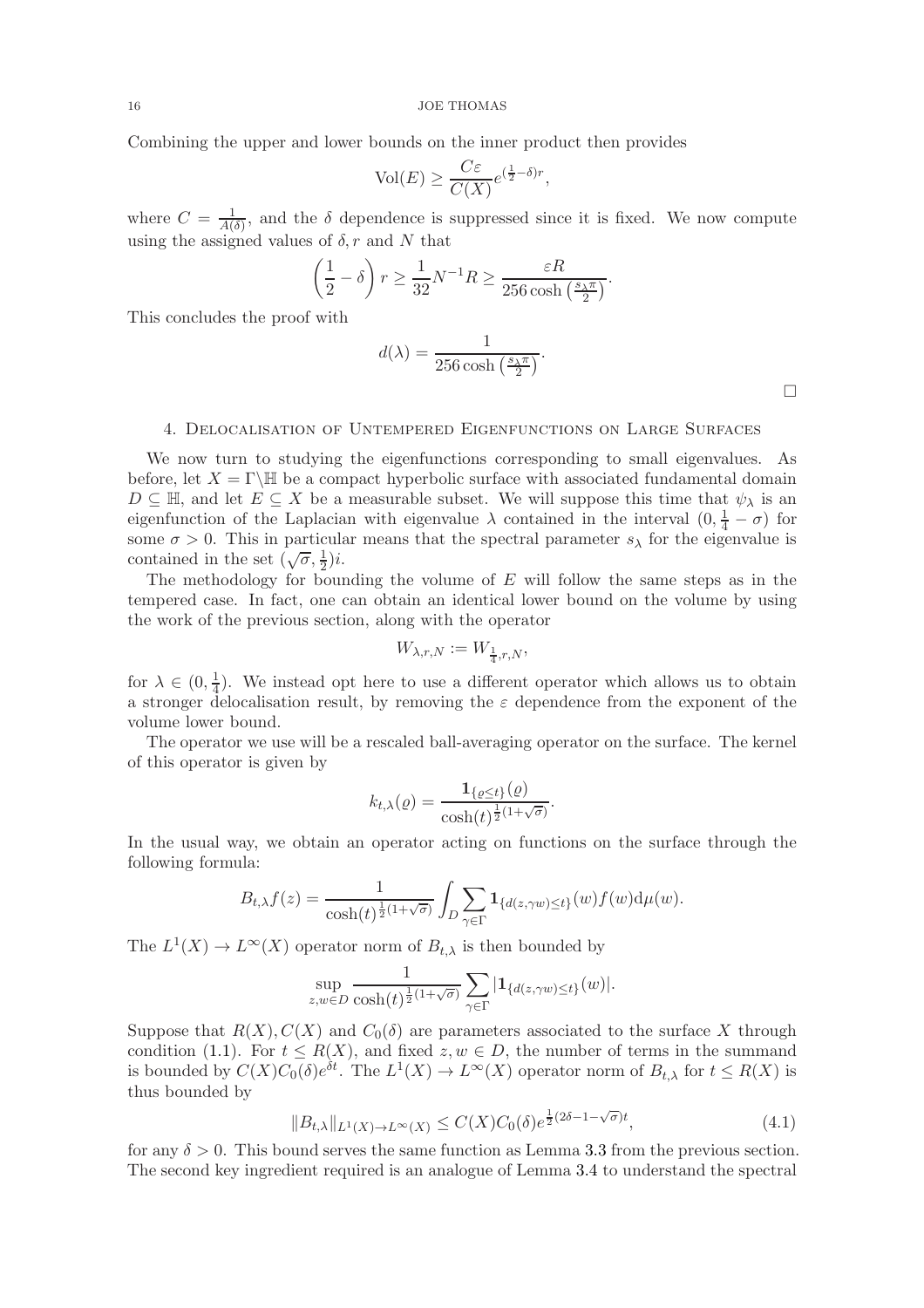Combining the upper and lower bounds on the inner product then provides

$$\mathrm{Vol}(E) \geq \frac{C\varepsilon}{C(X)} e^{(\frac{1}{2}-\delta)r},$$

where $C = \frac{1}{A(\delta)}$, and the $\delta$ dependence is suppressed since it is fixed. We now compute using the assigned values of $\delta, r$ and $N$ that

$$\left(\frac{1}{2} - \delta\right) r \geq \frac{1}{32} N^{-1} R \geq \frac{\varepsilon R}{256 \cosh\left(\frac{s_\lambda \pi}{2}\right)}.$$

This concludes the proof with

$$d(\lambda) = \frac{1}{256 \cosh\left(\frac{s_\lambda \pi}{2}\right)}.$$

□

## 4. Delocalisation of Untempered Eigenfunctions on Large Surfaces

We now turn to studying the eigenfunctions corresponding to small eigenvalues. As before, let $X = \Gamma\backslash\mathbb{H}$ be a compact hyperbolic surface with associated fundamental domain $D \subseteq \mathbb{H}$, and let $E \subseteq X$ be a measurable subset. We will suppose this time that $\psi_\lambda$ is an eigenfunction of the Laplacian with eigenvalue $\lambda$ contained in the interval $(0, \frac{1}{4} - \sigma)$ for some $\sigma > 0$. This in particular means that the spectral parameter $s_\lambda$ for the eigenvalue is contained in the set $(\sqrt{\sigma}, \frac{1}{2})i$.

The methodology for bounding the volume of $E$ will follow the same steps as in the tempered case. In fact, one can obtain an identical lower bound on the volume by using the work of the previous section, along with the operator

$$W_{\lambda,r,N} := W_{\frac{1}{4},r,N},$$

for $\lambda \in (0, \frac{1}{4})$. We instead opt here to use a different operator which allows us to obtain a stronger delocalisation result, by removing the $\varepsilon$ dependence from the exponent of the volume lower bound.

The operator we use will be a rescaled ball-averaging operator on the surface. The kernel of this operator is given by

$$k_{t,\lambda}(\varrho) = \frac{\mathbf{1}_{\{\varrho \leq t\}}(\varrho)}{\cosh(t)^{\frac{1}{2}(1+\sqrt{\sigma})}}.$$

In the usual way, we obtain an operator acting on functions on the surface through the following formula:

$$B_{t,\lambda} f(z) = \frac{1}{\cosh(t)^{\frac{1}{2}(1+\sqrt{\sigma})}} \int_D \sum_{\gamma \in \Gamma} \mathbf{1}_{\{d(z,\gamma w) \leq t\}}(w) f(w) \mathrm{d}\mu(w).$$

The $L^1(X) \to L^\infty(X)$ operator norm of $B_{t,\lambda}$ is then bounded by

$$\sup_{z,w \in D} \frac{1}{\cosh(t)^{\frac{1}{2}(1+\sqrt{\sigma})}} \sum_{\gamma \in \Gamma} |\mathbf{1}_{\{d(z,\gamma w) \leq t\}}(w)|.$$

Suppose that $R(X), C(X)$ and $C_0(\delta)$ are parameters associated to the surface $X$ through condition (1.1). For $t \leq R(X)$, and fixed $z, w \in D$, the number of terms in the summand is bounded by $C(X)C_0(\delta)e^{\delta t}$. The $L^1(X) \to L^\infty(X)$ operator norm of $B_{t,\lambda}$ for $t \leq R(X)$ is thus bounded by

$$\|B_{t,\lambda}\|_{L^1(X) \to L^\infty(X)} \leq C(X)C_0(\delta) e^{\frac{1}{2}(2\delta - 1 - \sqrt{\sigma})t}, \tag{4.1}$$

for any $\delta > 0$. This bound serves the same function as Lemma 3.3 from the previous section. The second key ingredient required is an analogue of Lemma 3.4 to understand the spectral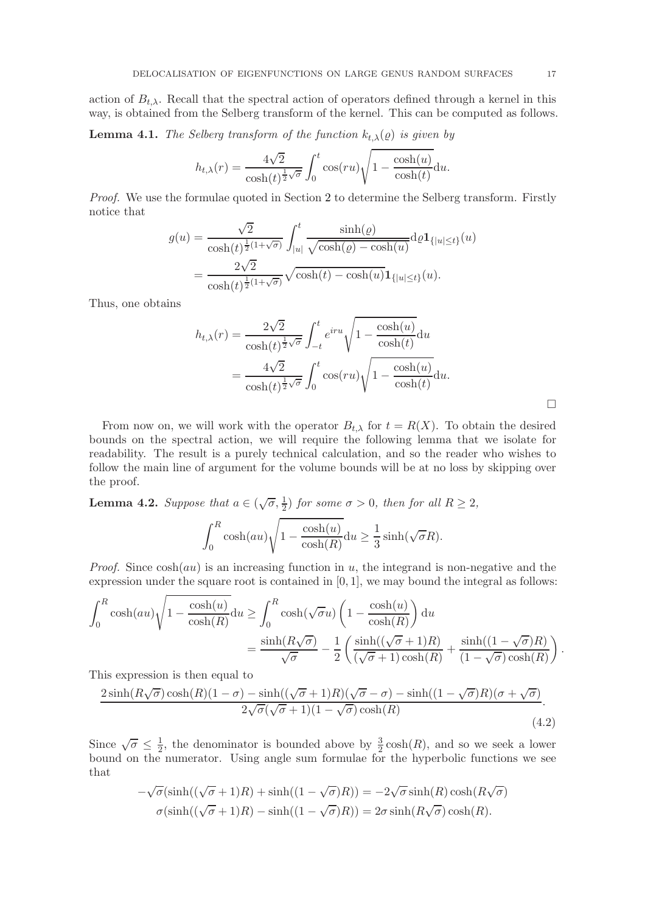action of $B_{t,\lambda}$. Recall that the spectral action of operators defined through a kernel in this way, is obtained from the Selberg transform of the kernel. This can be computed as follows.

**Lemma 4.1.** *The Selberg transform of the function $k_{t,\lambda}(\varrho)$ is given by*

$$h_{t,\lambda}(r) = \frac{4\sqrt{2}}{\cosh(t)^{\frac{1}{2}\sqrt{\sigma}}} \int_0^t \cos(ru)\sqrt{1 - \frac{\cosh(u)}{\cosh(t)}}\mathrm{d}u.$$

*Proof.* We use the formulae quoted in Section 2 to determine the Selberg transform. Firstly notice that

$$\begin{aligned} g(u) &= \frac{\sqrt{2}}{\cosh(t)^{\frac{1}{2}(1+\sqrt{\sigma})}} \int_{|u|}^t \frac{\sinh(\varrho)}{\sqrt{\cosh(\varrho) - \cosh(u)}}\mathrm{d}\varrho \mathbf{1}_{\{|u|\le t\}}(u) \\ &= \frac{2\sqrt{2}}{\cosh(t)^{\frac{1}{2}(1+\sqrt{\sigma})}} \sqrt{\cosh(t) - \cosh(u)}\mathbf{1}_{\{|u|\le t\}}(u). \end{aligned}$$

Thus, one obtains

$$\begin{aligned} h_{t,\lambda}(r) &= \frac{2\sqrt{2}}{\cosh(t)^{\frac{1}{2}\sqrt{\sigma}}} \int_{-t}^t e^{iru}\sqrt{1 - \frac{\cosh(u)}{\cosh(t)}}\mathrm{d}u \\ &= \frac{4\sqrt{2}}{\cosh(t)^{\frac{1}{2}\sqrt{\sigma}}} \int_0^t \cos(ru)\sqrt{1 - \frac{\cosh(u)}{\cosh(t)}}\mathrm{d}u. \end{aligned}$$

□

From now on, we will work with the operator $B_{t,\lambda}$ for $t = R(X)$. To obtain the desired bounds on the spectral action, we will require the following lemma that we isolate for readability. The result is a purely technical calculation, and so the reader who wishes to follow the main line of argument for the volume bounds will be at no loss by skipping over the proof.

**Lemma 4.2.** *Suppose that $a \in (\sqrt{\sigma}, \frac{1}{2})$ for some $\sigma > 0$, then for all $R \geq 2$,*

$$\int_0^R \cosh(au)\sqrt{1 - \frac{\cosh(u)}{\cosh(R)}}\mathrm{d}u \geq \frac{1}{3}\sinh(\sqrt{\sigma}R).$$

*Proof.* Since $\cosh(au)$ is an increasing function in $u$, the integrand is non-negative and the expression under the square root is contained in $[0,1]$, we may bound the integral as follows:

$$\begin{aligned} \int_0^R \cosh(au)\sqrt{1 - \frac{\cosh(u)}{\cosh(R)}}\mathrm{d}u &\geq \int_0^R \cosh(\sqrt{\sigma}u)\left(1 - \frac{\cosh(u)}{\cosh(R)}\right)\mathrm{d}u \\ &= \frac{\sinh(R\sqrt{\sigma})}{\sqrt{\sigma}} - \frac{1}{2}\left(\frac{\sinh((\sqrt{\sigma}+1)R)}{(\sqrt{\sigma}+1)\cosh(R)} + \frac{\sinh((1-\sqrt{\sigma})R)}{(1-\sqrt{\sigma})\cosh(R)}\right). \end{aligned}$$

This expression is then equal to

$$\frac{2\sinh(R\sqrt{\sigma})\cosh(R)(1-\sigma) - \sinh((\sqrt{\sigma}+1)R)(\sqrt{\sigma}-\sigma) - \sinh((1-\sqrt{\sigma})R)(\sigma+\sqrt{\sigma})}{2\sqrt{\sigma}(\sqrt{\sigma}+1)(1-\sqrt{\sigma})\cosh(R)}. \tag{4.2}$$

Since $\sqrt{\sigma} \leq \frac{1}{2}$, the denominator is bounded above by $\frac{3}{2}\cosh(R)$, and so we seek a lower bound on the numerator. Using angle sum formulae for the hyperbolic functions we see that

$$\begin{aligned} -\sqrt{\sigma}(\sinh((\sqrt{\sigma}+1)R) + \sinh((1-\sqrt{\sigma})R)) &= -2\sqrt{\sigma}\sinh(R)\cosh(R\sqrt{\sigma}) \\ \sigma(\sinh((\sqrt{\sigma}+1)R) - \sinh((1-\sqrt{\sigma})R)) &= 2\sigma\sinh(R\sqrt{\sigma})\cosh(R). \end{aligned}$$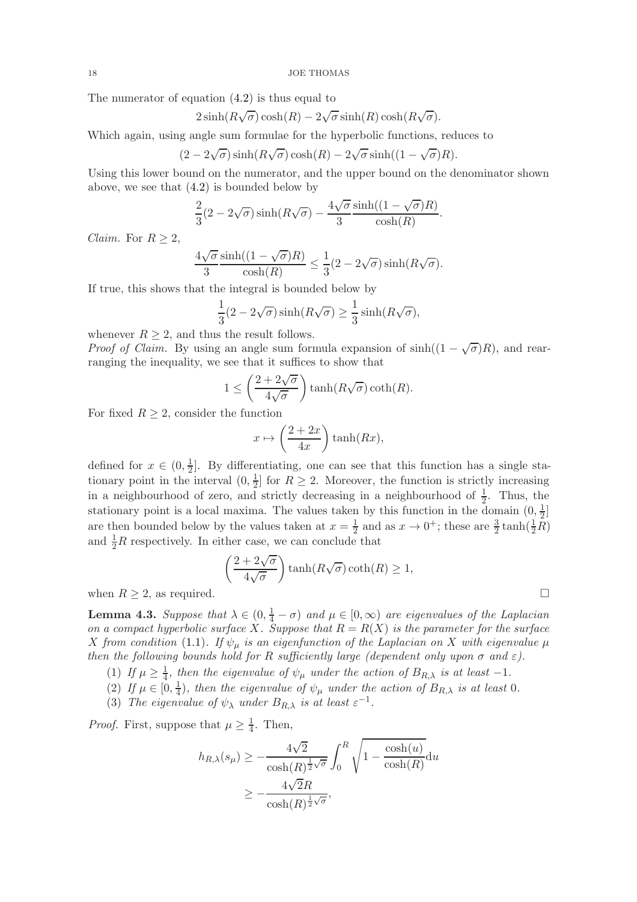The numerator of equation (4.2) is thus equal to

$$2\sinh(R\sqrt{\sigma})\cosh(R) - 2\sqrt{\sigma}\sinh(R)\cosh(R\sqrt{\sigma}).$$

Which again, using angle sum formulae for the hyperbolic functions, reduces to

$$(2-2\sqrt{\sigma})\sinh(R\sqrt{\sigma})\cosh(R) - 2\sqrt{\sigma}\sinh((1-\sqrt{\sigma})R).$$

Using this lower bound on the numerator, and the upper bound on the denominator shown above, we see that (4.2) is bounded below by

$$\frac{2}{3}(2-2\sqrt{\sigma})\sinh(R\sqrt{\sigma}) - \frac{4\sqrt{\sigma}}{3}\frac{\sinh((1-\sqrt{\sigma})R)}{\cosh(R)}.$$

*Claim.* For $R \geq 2$,

$$\frac{4\sqrt{\sigma}}{3}\frac{\sinh((1-\sqrt{\sigma})R)}{\cosh(R)} \leq \frac{1}{3}(2-2\sqrt{\sigma})\sinh(R\sqrt{\sigma}).$$

If true, this shows that the integral is bounded below by

$$\frac{1}{3}(2-2\sqrt{\sigma})\sinh(R\sqrt{\sigma}) \geq \frac{1}{3}\sinh(R\sqrt{\sigma}),$$

whenever $R \geq 2$, and thus the result follows.

*Proof of Claim.* By using an angle sum formula expansion of $\sinh((1-\sqrt{\sigma})R)$, and rearranging the inequality, we see that it suffices to show that

$$1 \leq \left(\frac{2+2\sqrt{\sigma}}{4\sqrt{\sigma}}\right)\tanh(R\sqrt{\sigma})\coth(R).$$

For fixed $R \geq 2$, consider the function

$$x \mapsto \left(\frac{2+2x}{4x}\right)\tanh(Rx),$$

defined for $x \in (0, \frac{1}{2}]$. By differentiating, one can see that this function has a single stationary point in the interval $(0, \frac{1}{2}]$ for $R \geq 2$. Moreover, the function is strictly increasing in a neighbourhood of zero, and strictly decreasing in a neighbourhood of $\frac{1}{2}$. Thus, the stationary point is a local maxima. The values taken by this function in the domain $(0, \frac{1}{2}]$ are then bounded below by the values taken at $x = \frac{1}{2}$ and as $x \to 0^+$; these are $\frac{3}{2}\tanh(\frac{1}{2}R)$ and $\frac{1}{2}R$ respectively. In either case, we can conclude that

$$\left(\frac{2+2\sqrt{\sigma}}{4\sqrt{\sigma}}\right)\tanh(R\sqrt{\sigma})\coth(R) \geq 1,$$

when $R \geq 2$, as required. □

**Lemma 4.3.** *Suppose that $\lambda \in (0, \frac{1}{4} - \sigma)$ and $\mu \in [0, \infty)$ are eigenvalues of the Laplacian on a compact hyperbolic surface $X$. Suppose that $R = R(X)$ is the parameter for the surface $X$ from condition* (1.1). *If $\psi_\mu$ is an eigenfunction of the Laplacian on $X$ with eigenvalue $\mu$ then the following bounds hold for $R$ sufficiently large (dependent only upon $\sigma$ and $\varepsilon$).*

1. *If $\mu \geq \frac{1}{4}$, then the eigenvalue of $\psi_\mu$ under the action of $B_{R,\lambda}$ is at least $-1$.*
2. *If $\mu \in [0, \frac{1}{4})$, then the eigenvalue of $\psi_\mu$ under the action of $B_{R,\lambda}$ is at least $0$.*
3. *The eigenvalue of $\psi_\lambda$ under $B_{R,\lambda}$ is at least $\varepsilon^{-1}$.*

*Proof.* First, suppose that $\mu \geq \frac{1}{4}$. Then,

$$\begin{aligned} h_{R,\lambda}(s_\mu) &\geq -\frac{4\sqrt{2}}{\cosh(R)^{\frac{1}{2}\sqrt{\sigma}}}\int_0^R \sqrt{1 - \frac{\cosh(u)}{\cosh(R)}}\mathrm{d}u \\ &\geq -\frac{4\sqrt{2}R}{\cosh(R)^{\frac{1}{2}\sqrt{\sigma}}}, \end{aligned}$$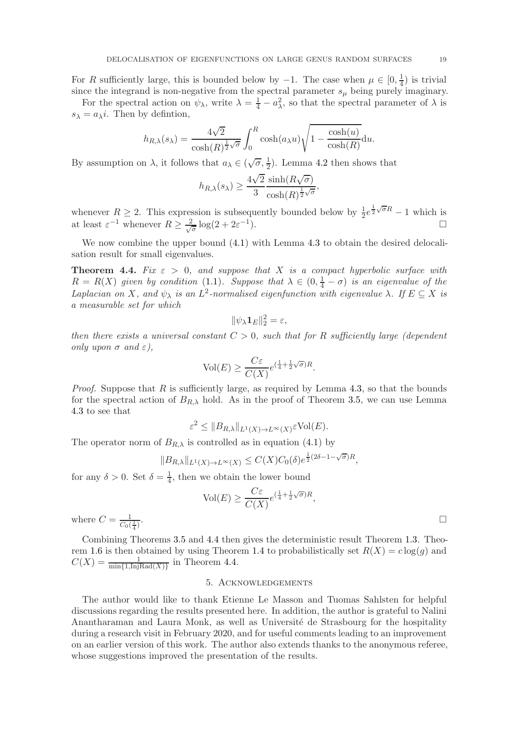For $R$ sufficiently large, this is bounded below by $-1$. The case when $\mu \in [0, \frac{1}{4})$ is trivial since the integrand is non-negative from the spectral parameter $s_\mu$ being purely imaginary.

For the spectral action on $\psi_\lambda$, write $\lambda = \frac{1}{4} - a_\lambda^2$, so that the spectral parameter of $\lambda$ is $s_\lambda = a_\lambda i$. Then by defintion,

$$h_{R,\lambda}(s_\lambda) = \frac{4\sqrt{2}}{\cosh(R)^{\frac{1}{2}\sqrt{\sigma}}} \int_0^R \cosh(a_\lambda u) \sqrt{1 - \frac{\cosh(u)}{\cosh(R)}} \mathrm{d}u.$$

By assumption on $\lambda$, it follows that $a_\lambda \in (\sqrt{\sigma}, \frac{1}{2})$. Lemma 4.2 then shows that

$$h_{R,\lambda}(s_\lambda) \geq \frac{4\sqrt{2}}{3} \frac{\sinh(R\sqrt{\sigma})}{\cosh(R)^{\frac{1}{2}\sqrt{\sigma}}},$$

whenever $R \geq 2$. This expression is subsequently bounded below by $\frac{1}{2}e^{\frac{1}{2}\sqrt{\sigma}R} - 1$ which is at least $\varepsilon^{-1}$ whenever $R \geq \frac{2}{\sqrt{\sigma}} \log(2 + 2\varepsilon^{-1})$. □

We now combine the upper bound (4.1) with Lemma 4.3 to obtain the desired delocalisation result for small eigenvalues.

**Theorem 4.4.** *Fix $\varepsilon > 0$, and suppose that $X$ is a compact hyperbolic surface with $R = R(X)$ given by condition (1.1). Suppose that $\lambda \in (0, \frac{1}{4} - \sigma)$ is an eigenvalue of the Laplacian on $X$, and $\psi_\lambda$ is an $L^2$-normalised eigenfunction with eigenvalue $\lambda$. If $E \subseteq X$ is a measurable set for which*

$$\|\psi_\lambda \mathbf{1}_E\|_2^2 = \varepsilon,$$

*then there exists a universal constant $C > 0$, such that for $R$ sufficiently large (dependent only upon $\sigma$ and $\varepsilon$),*

$$\mathrm{Vol}(E) \geq \frac{C\varepsilon}{C(X)} e^{(\frac{1}{4} + \frac{1}{2}\sqrt{\sigma})R}.$$

*Proof.* Suppose that $R$ is sufficiently large, as required by Lemma 4.3, so that the bounds for the spectral action of $B_{R,\lambda}$ hold. As in the proof of Theorem 3.5, we can use Lemma 4.3 to see that

$$\varepsilon^2 \leq \|B_{R,\lambda}\|_{L^1(X) \to L^\infty(X)} \varepsilon \mathrm{Vol}(E).$$

The operator norm of $B_{R,\lambda}$ is controlled as in equation (4.1) by

$$\|B_{R,\lambda}\|_{L^1(X) \to L^\infty(X)} \leq C(X) C_0(\delta) e^{\frac{1}{2}(2\delta - 1 - \sqrt{\sigma})R},$$

for any $\delta > 0$. Set $\delta = \frac{1}{4}$, then we obtain the lower bound

$$\mathrm{Vol}(E) \geq \frac{C\varepsilon}{C(X)} e^{(\frac{1}{4} + \frac{1}{2}\sqrt{\sigma})R},$$

where $C = \frac{1}{C_0(\frac{1}{4})}$. □

Combining Theorems 3.5 and 4.4 then gives the deterministic result Theorem 1.3. Theorem 1.6 is then obtained by using Theorem 1.4 to probabilistically set $R(X) = c \log(g)$ and $C(X) = \frac{1}{\min\{1, \mathrm{InjRad}(X)\}}$ in Theorem 4.4.

## 5. Acknowledgements

The author would like to thank Etienne Le Masson and Tuomas Sahlsten for helpful discussions regarding the results presented here. In addition, the author is grateful to Nalini Anantharaman and Laura Monk, as well as Université de Strasbourg for the hospitality during a research visit in February 2020, and for useful comments leading to an improvement on an earlier version of this work. The author also extends thanks to the anonymous referee, whose suggestions improved the presentation of the results.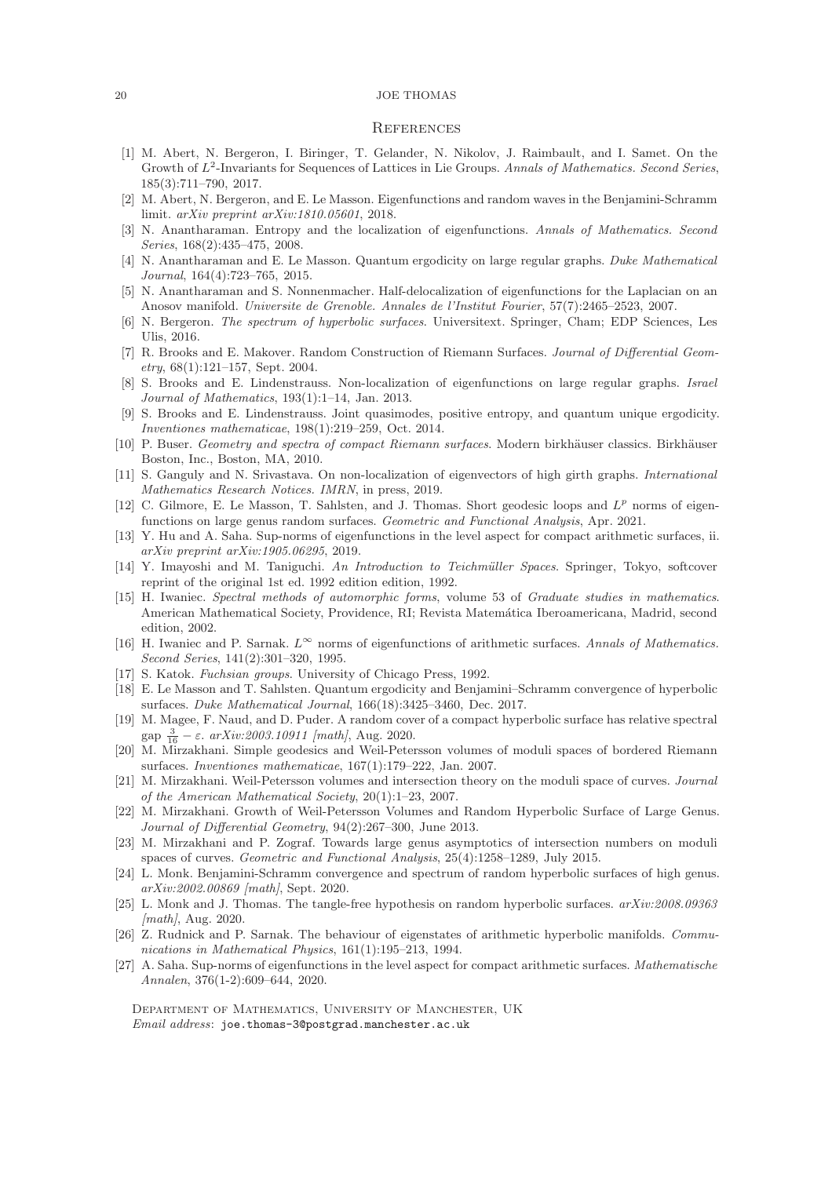## References

[1] M. Abert, N. Bergeron, I. Biringer, T. Gelander, N. Nikolov, J. Raimbault, and I. Samet. On the Growth of $L^2$-Invariants for Sequences of Lattices in Lie Groups. *Annals of Mathematics. Second Series*, 185(3):711–790, 2017.

[2] M. Abert, N. Bergeron, and E. Le Masson. Eigenfunctions and random waves in the Benjamini-Schramm limit. *arXiv preprint arXiv:1810.05601*, 2018.

[3] N. Anantharaman. Entropy and the localization of eigenfunctions. *Annals of Mathematics. Second Series*, 168(2):435–475, 2008.

[4] N. Anantharaman and E. Le Masson. Quantum ergodicity on large regular graphs. *Duke Mathematical Journal*, 164(4):723–765, 2015.

[5] N. Anantharaman and S. Nonnenmacher. Half-delocalization of eigenfunctions for the Laplacian on an Anosov manifold. *Universite de Grenoble. Annales de l'Institut Fourier*, 57(7):2465–2523, 2007.

[6] N. Bergeron. *The spectrum of hyperbolic surfaces*. Universitext. Springer, Cham; EDP Sciences, Les Ulis, 2016.

[7] R. Brooks and E. Makover. Random Construction of Riemann Surfaces. *Journal of Differential Geometry*, 68(1):121–157, Sept. 2004.

[8] S. Brooks and E. Lindenstrauss. Non-localization of eigenfunctions on large regular graphs. *Israel Journal of Mathematics*, 193(1):1–14, Jan. 2013.

[9] S. Brooks and E. Lindenstrauss. Joint quasimodes, positive entropy, and quantum unique ergodicity. *Inventiones mathematicae*, 198(1):219–259, Oct. 2014.

[10] P. Buser. *Geometry and spectra of compact Riemann surfaces*. Modern birkhäuser classics. Birkhäuser Boston, Inc., Boston, MA, 2010.

[11] S. Ganguly and N. Srivastava. On non-localization of eigenvectors of high girth graphs. *International Mathematics Research Notices. IMRN*, in press, 2019.

[12] C. Gilmore, E. Le Masson, T. Sahlsten, and J. Thomas. Short geodesic loops and $L^p$ norms of eigenfunctions on large genus random surfaces. *Geometric and Functional Analysis*, Apr. 2021.

[13] Y. Hu and A. Saha. Sup-norms of eigenfunctions in the level aspect for compact arithmetic surfaces, ii. *arXiv preprint arXiv:1905.06295*, 2019.

[14] Y. Imayoshi and M. Taniguchi. *An Introduction to Teichmüller Spaces*. Springer, Tokyo, softcover reprint of the original 1st ed. 1992 edition edition, 1992.

[15] H. Iwaniec. *Spectral methods of automorphic forms*, volume 53 of *Graduate studies in mathematics*. American Mathematical Society, Providence, RI; Revista Matemática Iberoamericana, Madrid, second edition, 2002.

[16] H. Iwaniec and P. Sarnak. $L^\infty$ norms of eigenfunctions of arithmetic surfaces. *Annals of Mathematics. Second Series*, 141(2):301–320, 1995.

[17] S. Katok. *Fuchsian groups*. University of Chicago Press, 1992.

[18] E. Le Masson and T. Sahlsten. Quantum ergodicity and Benjamini–Schramm convergence of hyperbolic surfaces. *Duke Mathematical Journal*, 166(18):3425–3460, Dec. 2017.

[19] M. Magee, F. Naud, and D. Puder. A random cover of a compact hyperbolic surface has relative spectral gap $\frac{3}{16} - \varepsilon$. *arXiv:2003.10911 [math]*, Aug. 2020.

[20] M. Mirzakhani. Simple geodesics and Weil-Petersson volumes of moduli spaces of bordered Riemann surfaces. *Inventiones mathematicae*, 167(1):179–222, Jan. 2007.

[21] M. Mirzakhani. Weil-Petersson volumes and intersection theory on the moduli space of curves. *Journal of the American Mathematical Society*, 20(1):1–23, 2007.

[22] M. Mirzakhani. Growth of Weil-Petersson Volumes and Random Hyperbolic Surface of Large Genus. *Journal of Differential Geometry*, 94(2):267–300, June 2013.

[23] M. Mirzakhani and P. Zograf. Towards large genus asymptotics of intersection numbers on moduli spaces of curves. *Geometric and Functional Analysis*, 25(4):1258–1289, July 2015.

[24] L. Monk. Benjamini-Schramm convergence and spectrum of random hyperbolic surfaces of high genus. *arXiv:2002.00869 [math]*, Sept. 2020.

[25] L. Monk and J. Thomas. The tangle-free hypothesis on random hyperbolic surfaces. *arXiv:2008.09363 [math]*, Aug. 2020.

[26] Z. Rudnick and P. Sarnak. The behaviour of eigenstates of arithmetic hyperbolic manifolds. *Communications in Mathematical Physics*, 161(1):195–213, 1994.

[27] A. Saha. Sup-norms of eigenfunctions in the level aspect for compact arithmetic surfaces. *Mathematische Annalen*, 376(1-2):609–644, 2020.

Department of Mathematics, University of Manchester, UK
*Email address*: joe.thomas-3@postgrad.manchester.ac.uk